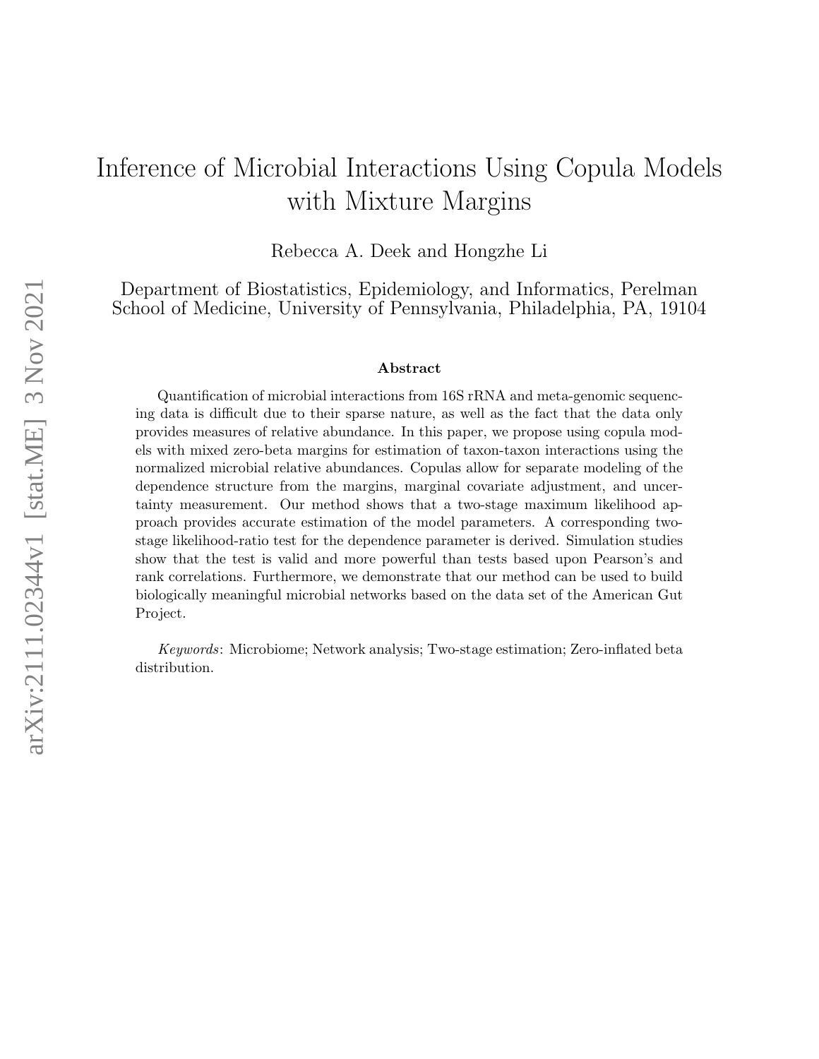# Inference of Microbial Interactions Using Copula Models with Mixture Margins

Rebecca A. Deek and Hongzhe Li

Department of Biostatistics, Epidemiology, and Informatics, Perelman School of Medicine, University of Pennsylvania, Philadelphia, PA, 19104

### Abstract

Quantification of microbial interactions from 16S rRNA and meta-genomic sequencing data is difficult due to their sparse nature, as well as the fact that the data only provides measures of relative abundance. In this paper, we propose using copula models with mixed zero-beta margins for estimation of taxon-taxon interactions using the normalized microbial relative abundances. Copulas allow for separate modeling of the dependence structure from the margins, marginal covariate adjustment, and uncertainty measurement. Our method shows that a two-stage maximum likelihood approach provides accurate estimation of the model parameters. A corresponding two-stage likelihood-ratio test for the dependence parameter is derived. Simulation studies show that the test is valid and more powerful than tests based upon Pearson's and rank correlations. Furthermore, we demonstrate that our method can be used to build biologically meaningful microbial networks based on the data set of the American Gut Project.

*Keywords*: Microbiome; Network analysis; Two-stage estimation; Zero-inflated beta distribution.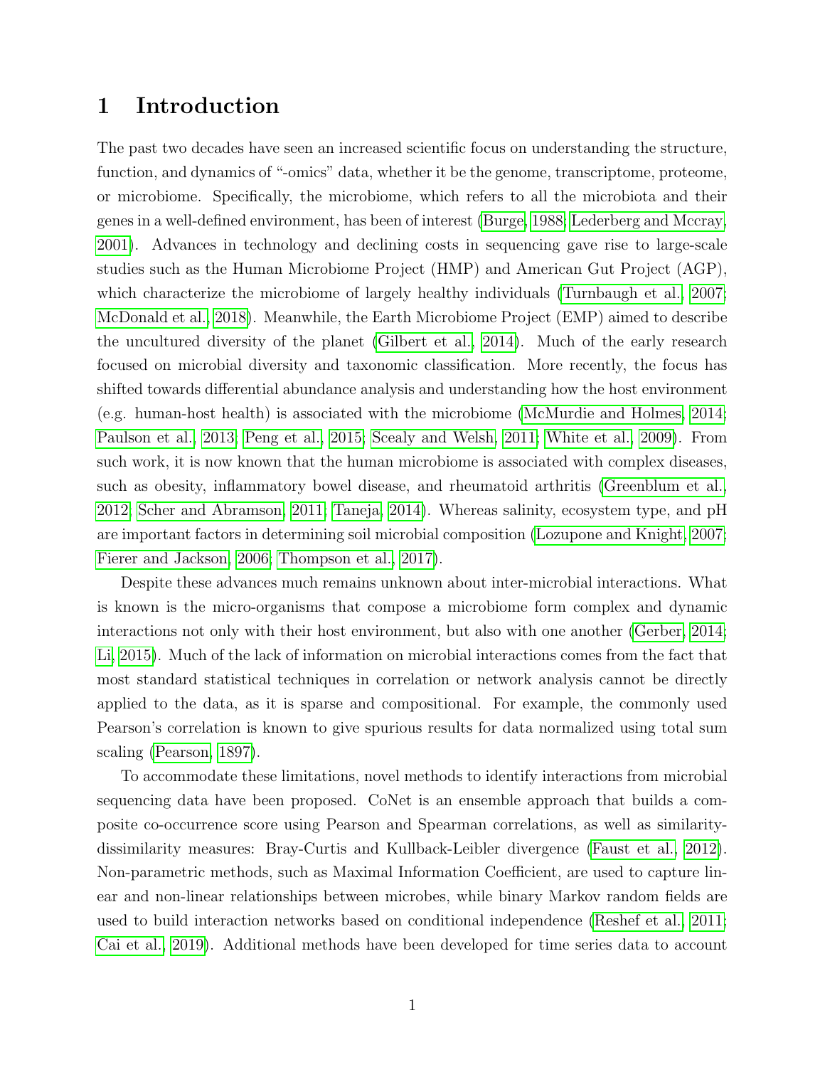# 1 Introduction

The past two decades have seen an increased scientific focus on understanding the structure, function, and dynamics of "-omics" data, whether it be the genome, transcriptome, proteome, or microbiome. Specifically, the microbiome, which refers to all the microbiota and their genes in a well-defined environment, has been of interest (Burge, 1988; Lederberg and Mccray, 2001). Advances in technology and declining costs in sequencing gave rise to large-scale studies such as the Human Microbiome Project (HMP) and American Gut Project (AGP), which characterize the microbiome of largely healthy individuals (Turnbaugh et al., 2007; McDonald et al., 2018). Meanwhile, the Earth Microbiome Project (EMP) aimed to describe the uncultured diversity of the planet (Gilbert et al., 2014). Much of the early research focused on microbial diversity and taxonomic classification. More recently, the focus has shifted towards differential abundance analysis and understanding how the host environment (e.g. human-host health) is associated with the microbiome (McMurdie and Holmes, 2014; Paulson et al., 2013; Peng et al., 2015; Scealy and Welsh, 2011; White et al., 2009). From such work, it is now known that the human microbiome is associated with complex diseases, such as obesity, inflammatory bowel disease, and rheumatoid arthritis (Greenblum et al., 2012; Scher and Abramson, 2011; Taneja, 2014). Whereas salinity, ecosystem type, and pH are important factors in determining soil microbial composition (Lozupone and Knight, 2007; Fierer and Jackson, 2006; Thompson et al., 2017).

Despite these advances much remains unknown about inter-microbial interactions. What is known is the micro-organisms that compose a microbiome form complex and dynamic interactions not only with their host environment, but also with one another (Gerber, 2014; Li, 2015). Much of the lack of information on microbial interactions comes from the fact that most standard statistical techniques in correlation or network analysis cannot be directly applied to the data, as it is sparse and compositional. For example, the commonly used Pearson's correlation is known to give spurious results for data normalized using total sum scaling (Pearson, 1897).

To accommodate these limitations, novel methods to identify interactions from microbial sequencing data have been proposed. CoNet is an ensemble approach that builds a composite co-occurrence score using Pearson and Spearman correlations, as well as similarity-dissimilarity measures: Bray-Curtis and Kullback-Leibler divergence (Faust et al., 2012). Non-parametric methods, such as Maximal Information Coefficient, are used to capture linear and non-linear relationships between microbes, while binary Markov random fields are used to build interaction networks based on conditional independence (Reshef et al., 2011; Cai et al., 2019). Additional methods have been developed for time series data to account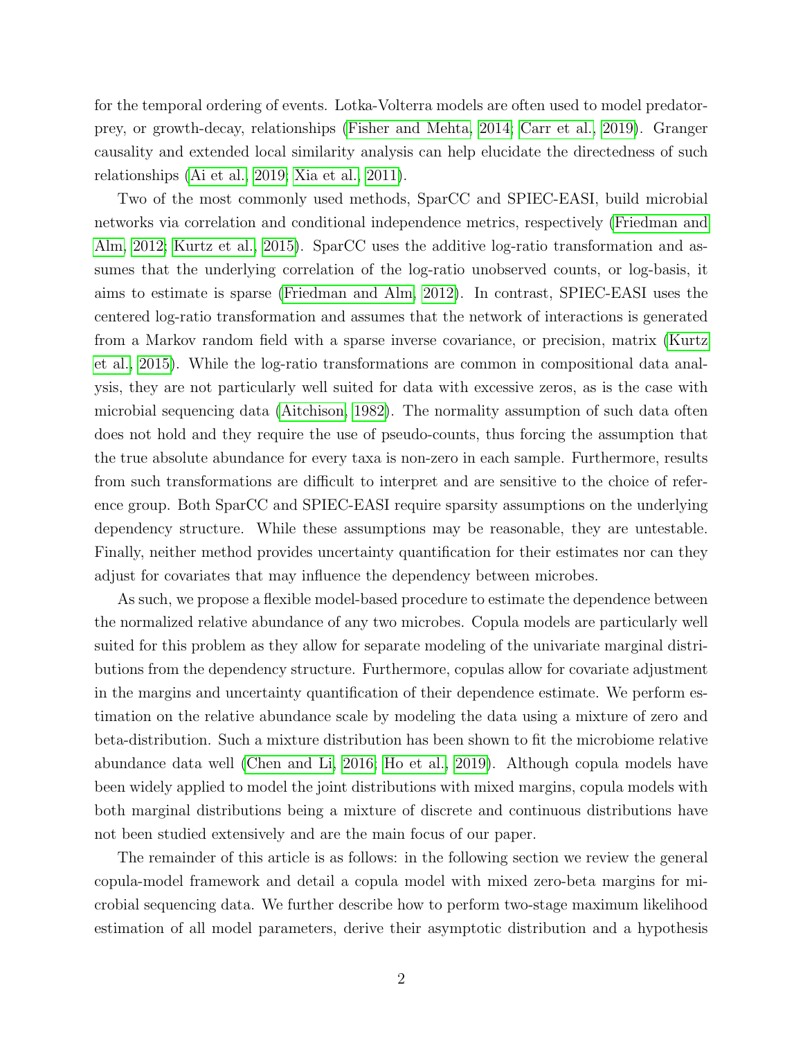for the temporal ordering of events. Lotka-Volterra models are often used to model predator-prey, or growth-decay, relationships (Fisher and Mehta, 2014; Carr et al., 2019). Granger causality and extended local similarity analysis can help elucidate the directedness of such relationships (Ai et al., 2019; Xia et al., 2011).

Two of the most commonly used methods, SparCC and SPIEC-EASI, build microbial networks via correlation and conditional independence metrics, respectively (Friedman and Alm, 2012; Kurtz et al., 2015). SparCC uses the additive log-ratio transformation and assumes that the underlying correlation of the log-ratio unobserved counts, or log-basis, it aims to estimate is sparse (Friedman and Alm, 2012). In contrast, SPIEC-EASI uses the centered log-ratio transformation and assumes that the network of interactions is generated from a Markov random field with a sparse inverse covariance, or precision, matrix (Kurtz et al., 2015). While the log-ratio transformations are common in compositional data analysis, they are not particularly well suited for data with excessive zeros, as is the case with microbial sequencing data (Aitchison, 1982). The normality assumption of such data often does not hold and they require the use of pseudo-counts, thus forcing the assumption that the true absolute abundance for every taxa is non-zero in each sample. Furthermore, results from such transformations are difficult to interpret and are sensitive to the choice of reference group. Both SparCC and SPIEC-EASI require sparsity assumptions on the underlying dependency structure. While these assumptions may be reasonable, they are untestable. Finally, neither method provides uncertainty quantification for their estimates nor can they adjust for covariates that may influence the dependency between microbes.

As such, we propose a flexible model-based procedure to estimate the dependence between the normalized relative abundance of any two microbes. Copula models are particularly well suited for this problem as they allow for separate modeling of the univariate marginal distributions from the dependency structure. Furthermore, copulas allow for covariate adjustment in the margins and uncertainty quantification of their dependence estimate. We perform estimation on the relative abundance scale by modeling the data using a mixture of zero and beta-distribution. Such a mixture distribution has been shown to fit the microbiome relative abundance data well (Chen and Li, 2016; Ho et al., 2019). Although copula models have been widely applied to model the joint distributions with mixed margins, copula models with both marginal distributions being a mixture of discrete and continuous distributions have not been studied extensively and are the main focus of our paper.

The remainder of this article is as follows: in the following section we review the general copula-model framework and detail a copula model with mixed zero-beta margins for microbial sequencing data. We further describe how to perform two-stage maximum likelihood estimation of all model parameters, derive their asymptotic distribution and a hypothesis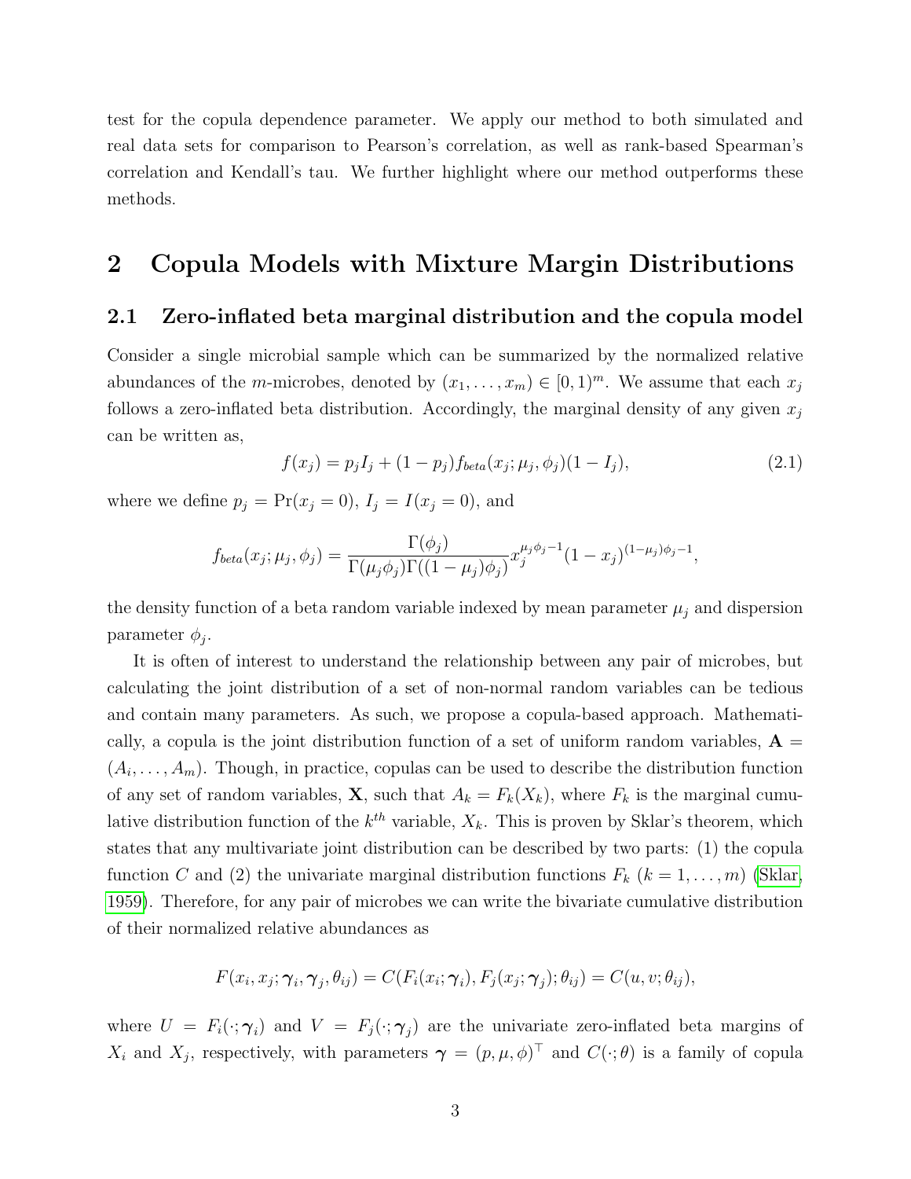test for the copula dependence parameter. We apply our method to both simulated and real data sets for comparison to Pearson's correlation, as well as rank-based Spearman's correlation and Kendall's tau. We further highlight where our method outperforms these methods.

# 2 Copula Models with Mixture Margin Distributions

## 2.1 Zero-inflated beta marginal distribution and the copula model

Consider a single microbial sample which can be summarized by the normalized relative abundances of the $m$-microbes, denoted by $(x_1, \dots, x_m) \in [0, 1)^m$. We assume that each $x_j$ follows a zero-inflated beta distribution. Accordingly, the marginal density of any given $x_j$ can be written as,

$$f(x_j) = p_j I_j + (1 - p_j) f_{beta}(x_j; \mu_j, \phi_j)(1 - I_j), \tag{2.1}$$

where we define $p_j = \Pr(x_j = 0)$, $I_j = I(x_j = 0)$, and

$$f_{beta}(x_j; \mu_j, \phi_j) = \frac{\Gamma(\phi_j)}{\Gamma(\mu_j \phi_j)\Gamma((1 - \mu_j)\phi_j)} x_j^{\mu_j \phi_j - 1}(1 - x_j)^{(1-\mu_j)\phi_j - 1},$$

the density function of a beta random variable indexed by mean parameter $\mu_j$ and dispersion parameter $\phi_j$.

It is often of interest to understand the relationship between any pair of microbes, but calculating the joint distribution of a set of non-normal random variables can be tedious and contain many parameters. As such, we propose a copula-based approach. Mathematically, a copula is the joint distribution function of a set of uniform random variables, $\mathbf{A} = (A_i, \dots, A_m)$. Though, in practice, copulas can be used to describe the distribution function of any set of random variables, $\mathbf{X}$, such that $A_k = F_k(X_k)$, where $F_k$ is the marginal cumulative distribution function of the $k^{th}$ variable, $X_k$. This is proven by Sklar's theorem, which states that any multivariate joint distribution can be described by two parts: (1) the copula function $C$ and (2) the univariate marginal distribution functions $F_k$ $(k = 1, \dots, m)$ (Sklar, 1959). Therefore, for any pair of microbes we can write the bivariate cumulative distribution of their normalized relative abundances as

$$F(x_i, x_j; \boldsymbol{\gamma}_i, \boldsymbol{\gamma}_j, \theta_{ij}) = C(F_i(x_i; \boldsymbol{\gamma}_i), F_j(x_j; \boldsymbol{\gamma}_j); \theta_{ij}) = C(u, v; \theta_{ij}),$$

where $U = F_i(\cdot; \boldsymbol{\gamma}_i)$ and $V = F_j(\cdot; \boldsymbol{\gamma}_j)$ are the univariate zero-inflated beta margins of $X_i$ and $X_j$, respectively, with parameters $\boldsymbol{\gamma} = (p, \mu, \phi)^\top$ and $C(\cdot; \theta)$ is a family of copula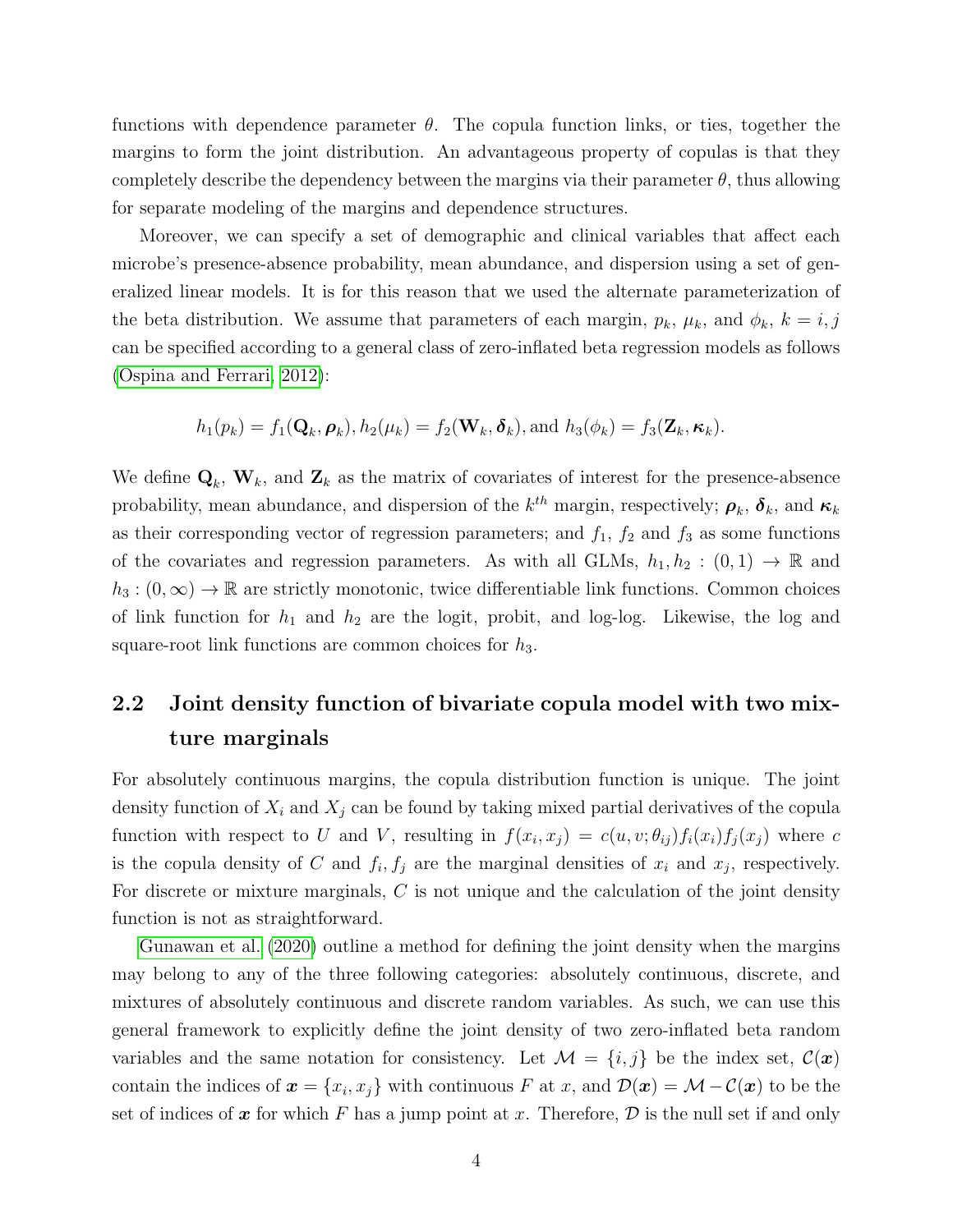functions with dependence parameter $\theta$. The copula function links, or ties, together the margins to form the joint distribution. An advantageous property of copulas is that they completely describe the dependency between the margins via their parameter $\theta$, thus allowing for separate modeling of the margins and dependence structures.

Moreover, we can specify a set of demographic and clinical variables that affect each microbe's presence-absence probability, mean abundance, and dispersion using a set of generalized linear models. It is for this reason that we used the alternate parameterization of the beta distribution. We assume that parameters of each margin, $p_k$, $\mu_k$, and $\phi_k$, $k = i, j$ can be specified according to a general class of zero-inflated beta regression models as follows (Ospina and Ferrari, 2012):

$$h_1(p_k) = f_1(\mathbf{Q}_k, \boldsymbol{\rho}_k), h_2(\mu_k) = f_2(\mathbf{W}_k, \boldsymbol{\delta}_k), \text{and } h_3(\phi_k) = f_3(\mathbf{Z}_k, \boldsymbol{\kappa}_k).$$

We define $\mathbf{Q}_k$, $\mathbf{W}_k$, and $\mathbf{Z}_k$ as the matrix of covariates of interest for the presence-absence probability, mean abundance, and dispersion of the $k^{th}$ margin, respectively; $\boldsymbol{\rho}_k$, $\boldsymbol{\delta}_k$, and $\boldsymbol{\kappa}_k$ as their corresponding vector of regression parameters; and $f_1$, $f_2$ and $f_3$ as some functions of the covariates and regression parameters. As with all GLMs, $h_1, h_2 : (0, 1) \to \mathbb{R}$ and $h_3 : (0, \infty) \to \mathbb{R}$ are strictly monotonic, twice differentiable link functions. Common choices of link function for $h_1$ and $h_2$ are the logit, probit, and log-log. Likewise, the log and square-root link functions are common choices for $h_3$.

## 2.2 Joint density function of bivariate copula model with two mixture marginals

For absolutely continuous margins, the copula distribution function is unique. The joint density function of $X_i$ and $X_j$ can be found by taking mixed partial derivatives of the copula function with respect to $U$ and $V$, resulting in $f(x_i, x_j) = c(u, v; \theta_{ij}) f_i(x_i) f_j(x_j)$ where $c$ is the copula density of $C$ and $f_i, f_j$ are the marginal densities of $x_i$ and $x_j$, respectively. For discrete or mixture marginals, $C$ is not unique and the calculation of the joint density function is not as straightforward.

Gunawan et al. (2020) outline a method for defining the joint density when the margins may belong to any of the three following categories: absolutely continuous, discrete, and mixtures of absolutely continuous and discrete random variables. As such, we can use this general framework to explicitly define the joint density of two zero-inflated beta random variables and the same notation for consistency. Let $\mathcal{M} = \{i, j\}$ be the index set, $\mathcal{C}(\boldsymbol{x})$ contain the indices of $\boldsymbol{x} = \{x_i, x_j\}$ with continuous $F$ at $x$, and $\mathcal{D}(\boldsymbol{x}) = \mathcal{M} - \mathcal{C}(\boldsymbol{x})$ to be the set of indices of $\boldsymbol{x}$ for which $F$ has a jump point at $x$. Therefore, $\mathcal{D}$ is the null set if and only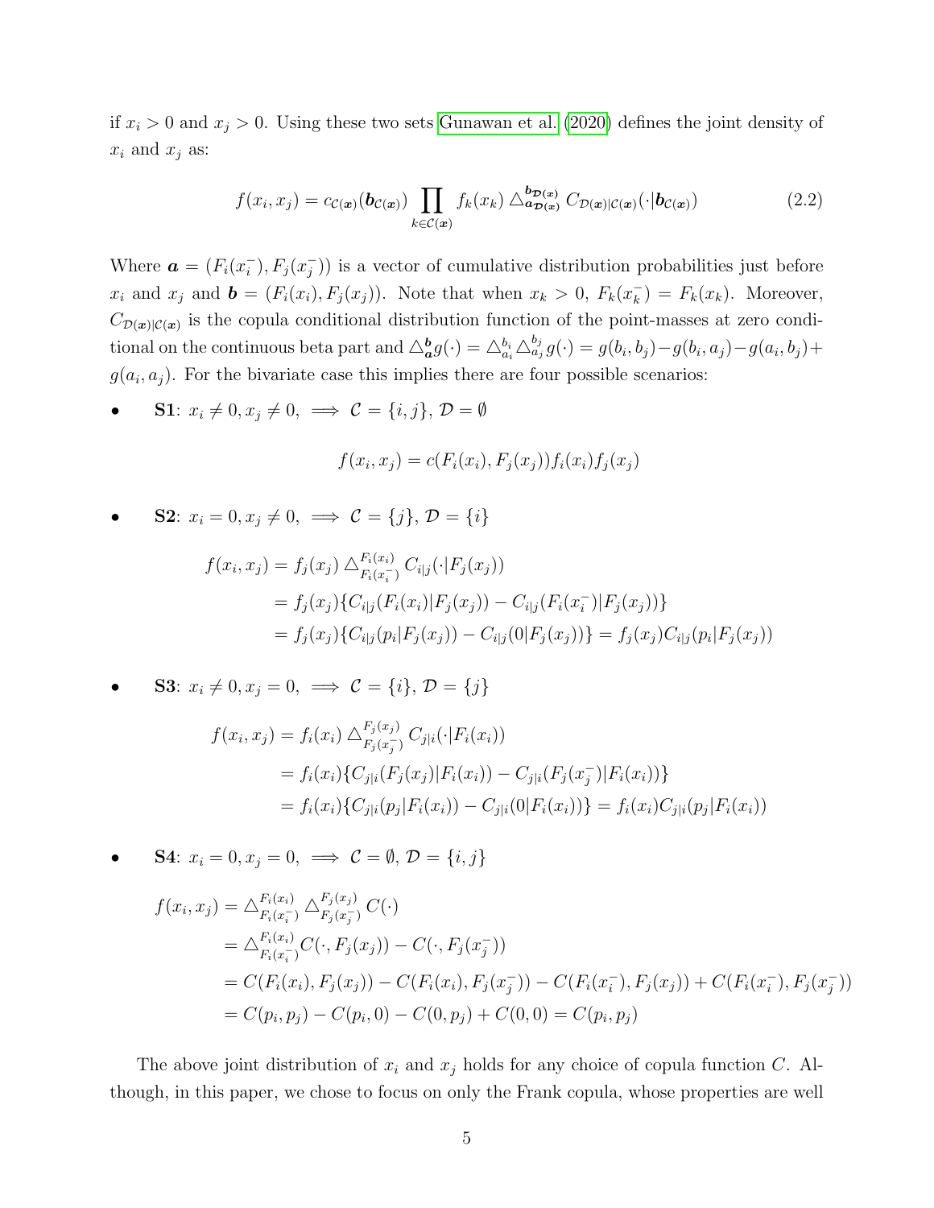if $x_i > 0$ and $x_j > 0$. Using these two sets Gunawan et al. (2020) defines the joint density of $x_i$ and $x_j$ as:

$$f(x_i, x_j) = c_{\mathcal{C}(\boldsymbol{x})}(\boldsymbol{b}_{\mathcal{C}(\boldsymbol{x})}) \prod_{k \in \mathcal{C}(\boldsymbol{x})} f_k(x_k) \triangle_{\boldsymbol{a}_{\mathcal{D}(\boldsymbol{x})}}^{\boldsymbol{b}_{\mathcal{D}(\boldsymbol{x})}} C_{\mathcal{D}(\boldsymbol{x})|\mathcal{C}(\boldsymbol{x})}(\cdot|\boldsymbol{b}_{\mathcal{C}(\boldsymbol{x})}) \tag{2.2}$$

Where $\boldsymbol{a} = (F_i(x_i^-), F_j(x_j^-))$ is a vector of cumulative distribution probabilities just before $x_i$ and $x_j$ and $\boldsymbol{b} = (F_i(x_i), F_j(x_j))$. Note that when $x_k > 0$, $F_k(x_k^-) = F_k(x_k)$. Moreover, $C_{\mathcal{D}(\boldsymbol{x})|\mathcal{C}(\boldsymbol{x})}$ is the copula conditional distribution function of the point-masses at zero conditional on the continuous beta part and $\triangle_{\boldsymbol{a}}^{\boldsymbol{b}} g(\cdot) = \triangle_{a_i}^{b_i} \triangle_{a_j}^{b_j} g(\cdot) = g(b_i, b_j) - g(b_i, a_j) - g(a_i, b_j) + g(a_i, a_j)$. For the bivariate case this implies there are four possible scenarios:

- **S1**: $x_i \neq 0, x_j \neq 0, \implies \mathcal{C} = \{i, j\}, \mathcal{D} = \emptyset$

$$f(x_i, x_j) = c(F_i(x_i), F_j(x_j)) f_i(x_i) f_j(x_j)$$

- **S2**: $x_i = 0, x_j \neq 0, \implies \mathcal{C} = \{j\}, \mathcal{D} = \{i\}$

$$\begin{aligned}
f(x_i, x_j) &= f_j(x_j) \triangle_{F_i(x_i^-)}^{F_i(x_i)} C_{i|j}(\cdot|F_j(x_j)) \\
&= f_j(x_j)\{C_{i|j}(F_i(x_i)|F_j(x_j)) - C_{i|j}(F_i(x_i^-)|F_j(x_j))\} \\
&= f_j(x_j)\{C_{i|j}(p_i|F_j(x_j)) - C_{i|j}(0|F_j(x_j))\} = f_j(x_j) C_{i|j}(p_i|F_j(x_j))
\end{aligned}$$

- **S3**: $x_i \neq 0, x_j = 0, \implies \mathcal{C} = \{i\}, \mathcal{D} = \{j\}$

$$\begin{aligned}
f(x_i, x_j) &= f_i(x_i) \triangle_{F_j(x_j^-)}^{F_j(x_j)} C_{j|i}(\cdot|F_i(x_i)) \\
&= f_i(x_i)\{C_{j|i}(F_j(x_j)|F_i(x_i)) - C_{j|i}(F_j(x_j^-)|F_i(x_i))\} \\
&= f_i(x_i)\{C_{j|i}(p_j|F_i(x_i)) - C_{j|i}(0|F_i(x_i))\} = f_i(x_i) C_{j|i}(p_j|F_i(x_i))
\end{aligned}$$

- **S4**: $x_i = 0, x_j = 0, \implies \mathcal{C} = \emptyset, \mathcal{D} = \{i, j\}$

$$\begin{aligned}
f(x_i, x_j) &= \triangle_{F_i(x_i^-)}^{F_i(x_i)} \triangle_{F_j(x_j^-)}^{F_j(x_j)} C(\cdot) \\
&= \triangle_{F_i(x_i^-)}^{F_i(x_i)} C(\cdot, F_j(x_j)) - C(\cdot, F_j(x_j^-)) \\
&= C(F_i(x_i), F_j(x_j)) - C(F_i(x_i), F_j(x_j^-)) - C(F_i(x_i^-), F_j(x_j)) + C(F_i(x_i^-), F_j(x_j^-)) \\
&= C(p_i, p_j) - C(p_i, 0) - C(0, p_j) + C(0, 0) = C(p_i, p_j)
\end{aligned}$$

The above joint distribution of $x_i$ and $x_j$ holds for any choice of copula function $C$. Although, in this paper, we chose to focus on only the Frank copula, whose properties are well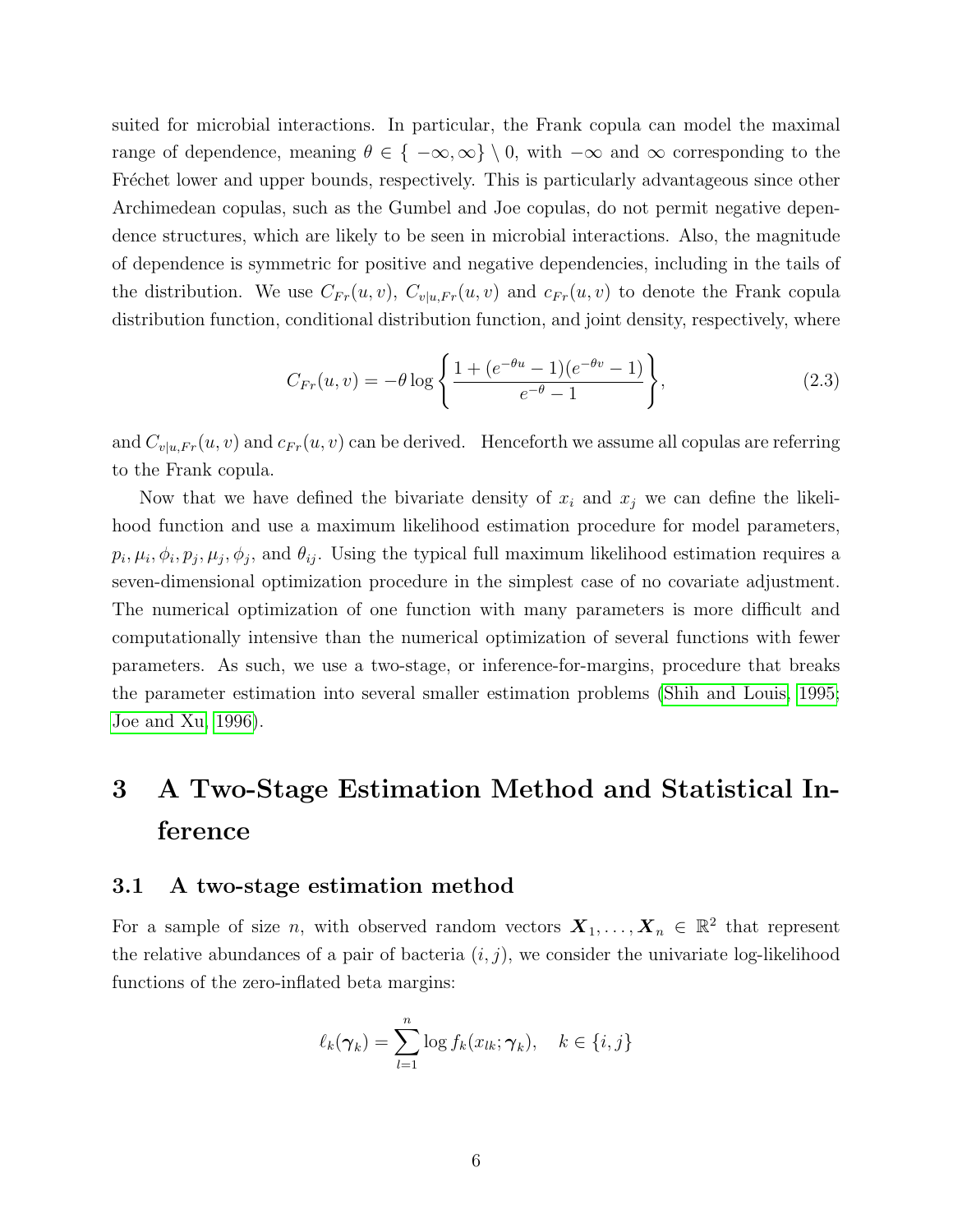suited for microbial interactions. In particular, the Frank copula can model the maximal range of dependence, meaning $\theta \in \{ -\infty, \infty\} \setminus 0$, with $-\infty$ and $\infty$ corresponding to the Fréchet lower and upper bounds, respectively. This is particularly advantageous since other Archimedean copulas, such as the Gumbel and Joe copulas, do not permit negative dependence structures, which are likely to be seen in microbial interactions. Also, the magnitude of dependence is symmetric for positive and negative dependencies, including in the tails of the distribution. We use $C_{Fr}(u, v)$, $C_{v|u,Fr}(u, v)$ and $c_{Fr}(u, v)$ to denote the Frank copula distribution function, conditional distribution function, and joint density, respectively, where

$$C_{Fr}(u, v) = -\theta \log \left\{ \frac{1 + (e^{-\theta u} - 1)(e^{-\theta v} - 1)}{e^{-\theta} - 1} \right\}, \tag{2.3}$$

and $C_{v|u,Fr}(u, v)$ and $c_{Fr}(u, v)$ can be derived. Henceforth we assume all copulas are referring to the Frank copula.

Now that we have defined the bivariate density of $x_i$ and $x_j$ we can define the likelihood function and use a maximum likelihood estimation procedure for model parameters, $p_i, \mu_i, \phi_i, p_j, \mu_j, \phi_j$, and $\theta_{ij}$. Using the typical full maximum likelihood estimation requires a seven-dimensional optimization procedure in the simplest case of no covariate adjustment. The numerical optimization of one function with many parameters is more difficult and computationally intensive than the numerical optimization of several functions with fewer parameters. As such, we use a two-stage, or inference-for-margins, procedure that breaks the parameter estimation into several smaller estimation problems (Shih and Louis, 1995; Joe and Xu, 1996).

# 3 A Two-Stage Estimation Method and Statistical Inference

## 3.1 A two-stage estimation method

For a sample of size $n$, with observed random vectors $\boldsymbol{X}_1, \ldots, \boldsymbol{X}_n \in \mathbb{R}^2$ that represent the relative abundances of a pair of bacteria $(i, j)$, we consider the univariate log-likelihood functions of the zero-inflated beta margins:

$$\ell_k(\boldsymbol{\gamma}_k) = \sum_{l=1}^{n} \log f_k(x_{lk}; \boldsymbol{\gamma}_k), \quad k \in \{i, j\}$$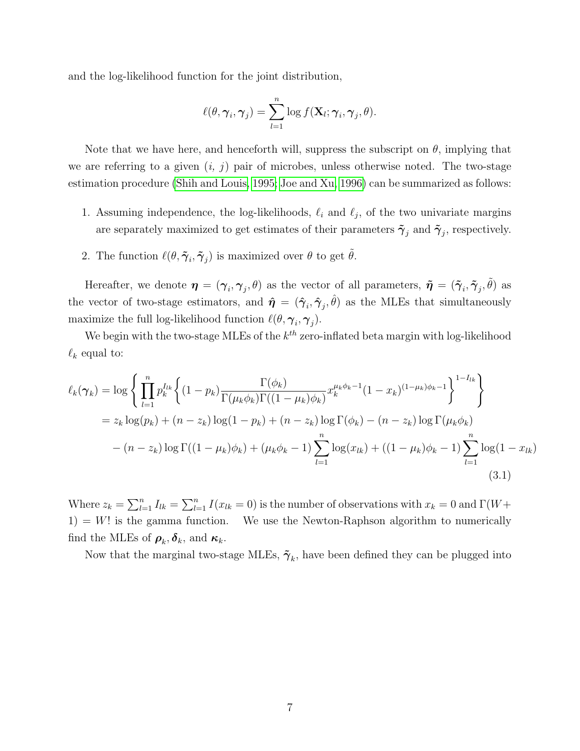and the log-likelihood function for the joint distribution,

$$\ell(\theta, \boldsymbol{\gamma}_i, \boldsymbol{\gamma}_j) = \sum_{l=1}^{n} \log f(\mathbf{X}_l; \boldsymbol{\gamma}_i, \boldsymbol{\gamma}_j, \theta).$$

Note that we have here, and henceforth will, suppress the subscript on $\theta$, implying that we are referring to a given $(i,\ j)$ pair of microbes, unless otherwise noted. The two-stage estimation procedure (Shih and Louis, 1995; Joe and Xu, 1996) can be summarized as follows:

1. Assuming independence, the log-likelihoods, $\ell_i$ and $\ell_j$, of the two univariate margins are separately maximized to get estimates of their parameters $\tilde{\boldsymbol{\gamma}}_j$ and $\tilde{\boldsymbol{\gamma}}_j$, respectively.
2. The function $\ell(\theta, \tilde{\boldsymbol{\gamma}}_i, \tilde{\boldsymbol{\gamma}}_j)$ is maximized over $\theta$ to get $\tilde{\theta}$.

Hereafter, we denote $\boldsymbol{\eta} = (\boldsymbol{\gamma}_i, \boldsymbol{\gamma}_j, \theta)$ as the vector of all parameters, $\tilde{\boldsymbol{\eta}} = (\tilde{\boldsymbol{\gamma}}_i, \tilde{\boldsymbol{\gamma}}_j, \tilde{\theta})$ as the vector of two-stage estimators, and $\hat{\boldsymbol{\eta}} = (\hat{\boldsymbol{\gamma}}_i, \hat{\boldsymbol{\gamma}}_j, \hat{\theta})$ as the MLEs that simultaneously maximize the full log-likelihood function $\ell(\theta, \boldsymbol{\gamma}_i, \boldsymbol{\gamma}_j)$.

We begin with the two-stage MLEs of the $k^{th}$ zero-inflated beta margin with log-likelihood $\ell_k$ equal to:

$$
\begin{aligned}
\ell_k(\boldsymbol{\gamma}_k) &= \log\left\{ \prod_{l=1}^{n} p_k^{I_{lk}} \left\{ (1-p_k) \frac{\Gamma(\phi_k)}{\Gamma(\mu_k\phi_k)\Gamma((1-\mu_k)\phi_k)} x_k^{\mu_k\phi_k - 1}(1-x_k)^{(1-\mu_k)\phi_k - 1} \right\}^{1-I_{lk}} \right\} \\
&= z_k \log(p_k) + (n-z_k)\log(1-p_k) + (n-z_k)\log\Gamma(\phi_k) - (n-z_k)\log\Gamma(\mu_k\phi_k) \\
&\quad - (n-z_k)\log\Gamma((1-\mu_k)\phi_k) + (\mu_k\phi_k - 1)\sum_{l=1}^{n}\log(x_{lk}) + ((1-\mu_k)\phi_k - 1)\sum_{l=1}^{n}\log(1-x_{lk})
\end{aligned}
\tag{3.1}
$$

Where $z_k = \sum_{l=1}^{n} I_{lk} = \sum_{l=1}^{n} I(x_{lk} = 0)$ is the number of observations with $x_k = 0$ and $\Gamma(W+1) = W!$ is the gamma function. We use the Newton-Raphson algorithm to numerically find the MLEs of $\boldsymbol{\rho}_k, \boldsymbol{\delta}_k$, and $\boldsymbol{\kappa}_k$.

Now that the marginal two-stage MLEs, $\tilde{\boldsymbol{\gamma}}_k$, have been defined they can be plugged into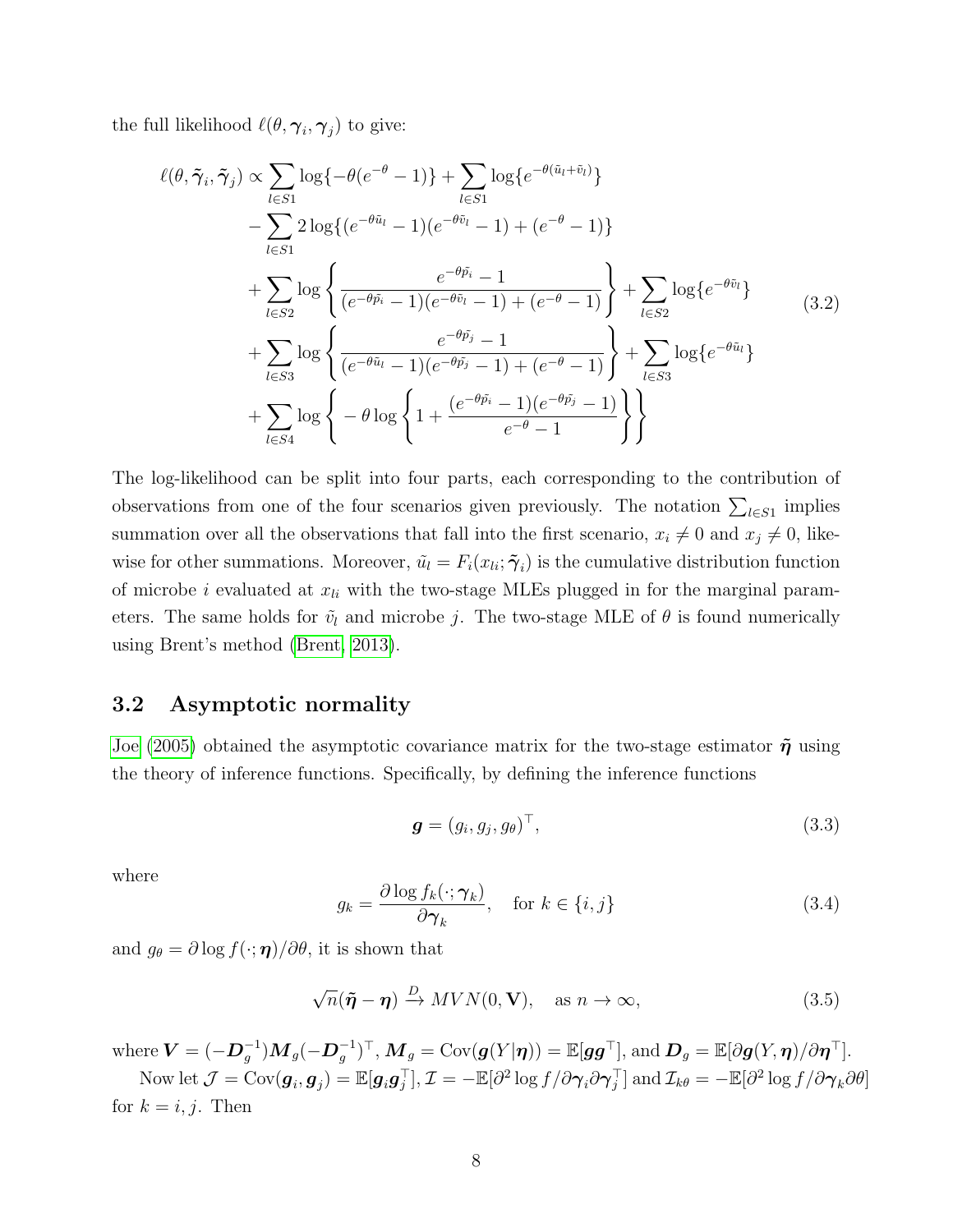the full likelihood $\ell(\theta, \boldsymbol{\gamma}_i, \boldsymbol{\gamma}_j)$ to give:

$$
\begin{aligned}
\ell(\theta, \tilde{\boldsymbol{\gamma}}_i, \tilde{\boldsymbol{\gamma}}_j) \propto & \sum_{l \in S1} \log\{-\theta(e^{-\theta} - 1)\} + \sum_{l \in S1} \log\{e^{-\theta(\tilde{u}_l + \tilde{v}_l)}\} \\
& - \sum_{l \in S1} 2 \log\{(e^{-\theta \tilde{u}_l} - 1)(e^{-\theta \tilde{v}_l} - 1) + (e^{-\theta} - 1)\} \\
& + \sum_{l \in S2} \log\left\{\frac{e^{-\theta \tilde{p}_i} - 1}{(e^{-\theta \tilde{p}_i} - 1)(e^{-\theta \tilde{v}_l} - 1) + (e^{-\theta} - 1)}\right\} + \sum_{l \in S2} \log\{e^{-\theta \tilde{v}_l}\} \\
& + \sum_{l \in S3} \log\left\{\frac{e^{-\theta \tilde{p}_j} - 1}{(e^{-\theta \tilde{u}_l} - 1)(e^{-\theta \tilde{p}_j} - 1) + (e^{-\theta} - 1)}\right\} + \sum_{l \in S3} \log\{e^{-\theta \tilde{u}_l}\} \\
& + \sum_{l \in S4} \log\left\{ -\theta \log\left\{1 + \frac{(e^{-\theta \tilde{p}_i} - 1)(e^{-\theta \tilde{p}_j} - 1)}{e^{-\theta} - 1}\right\}\right\}
\end{aligned}
\tag{3.2}
$$

The log-likelihood can be split into four parts, each corresponding to the contribution of observations from one of the four scenarios given previously. The notation $\sum_{l \in S1}$ implies summation over all the observations that fall into the first scenario, $x_i \neq 0$ and $x_j \neq 0$, likewise for other summations. Moreover, $\tilde{u}_l = F_i(x_{li}; \tilde{\boldsymbol{\gamma}}_i)$ is the cumulative distribution function of microbe $i$ evaluated at $x_{li}$ with the two-stage MLEs plugged in for the marginal parameters. The same holds for $\tilde{v}_l$ and microbe $j$. The two-stage MLE of $\theta$ is found numerically using Brent's method (Brent, 2013).

## 3.2 Asymptotic normality

Joe (2005) obtained the asymptotic covariance matrix for the two-stage estimator $\tilde{\boldsymbol{\eta}}$ using the theory of inference functions. Specifically, by defining the inference functions

$$
\boldsymbol{g} = (g_i, g_j, g_\theta)^\top, \tag{3.3}
$$

where

$$
g_k = \frac{\partial \log f_k(\cdot; \boldsymbol{\gamma}_k)}{\partial \boldsymbol{\gamma}_k}, \quad \text{for } k \in \{i, j\} \tag{3.4}
$$

and $g_\theta = \partial \log f(\cdot; \boldsymbol{\eta}) / \partial \theta$, it is shown that

$$
\sqrt{n}(\tilde{\boldsymbol{\eta}} - \boldsymbol{\eta}) \xrightarrow{D} MVN(0, \mathbf{V}), \quad \text{as } n \to \infty, \tag{3.5}
$$

where $\boldsymbol{V} = (-\boldsymbol{D}_g^{-1})\boldsymbol{M}_g(-\boldsymbol{D}_g^{-1})^\top$, $\boldsymbol{M}_g = \text{Cov}(\boldsymbol{g}(Y|\boldsymbol{\eta})) = \mathbb{E}[\boldsymbol{g}\boldsymbol{g}^\top]$, and $\boldsymbol{D}_g = \mathbb{E}[\partial \boldsymbol{g}(Y, \boldsymbol{\eta}) / \partial \boldsymbol{\eta}^\top]$.

Now let $\mathcal{J} = \text{Cov}(\boldsymbol{g}_i, \boldsymbol{g}_j) = \mathbb{E}[\boldsymbol{g}_i \boldsymbol{g}_j^\top]$, $\mathcal{I} = -\mathbb{E}[\partial^2 \log f / \partial \boldsymbol{\gamma}_i \partial \boldsymbol{\gamma}_j^\top]$ and $\mathcal{I}_{k\theta} = -\mathbb{E}[\partial^2 \log f / \partial \boldsymbol{\gamma}_k \partial \theta]$ for $k = i, j$. Then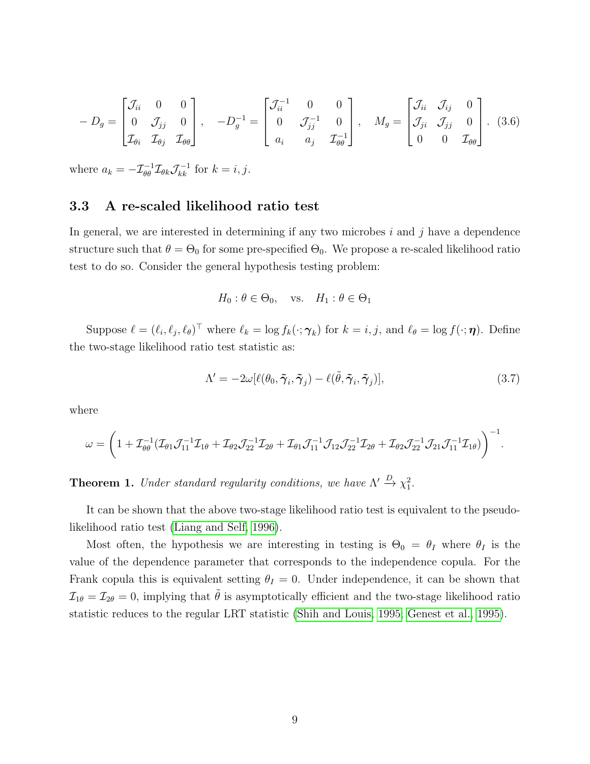$$
-D_g = \begin{bmatrix} \mathcal{J}_{ii} & 0 & 0 \\ 0 & \mathcal{J}_{jj} & 0 \\ \mathcal{I}_{\theta i} & \mathcal{I}_{\theta j} & \mathcal{I}_{\theta\theta} \end{bmatrix}, \quad -D_g^{-1} = \begin{bmatrix} \mathcal{J}_{ii}^{-1} & 0 & 0 \\ 0 & \mathcal{J}_{jj}^{-1} & 0 \\ a_i & a_j & \mathcal{I}_{\theta\theta}^{-1} \end{bmatrix}, \quad M_g = \begin{bmatrix} \mathcal{J}_{ii} & \mathcal{J}_{ij} & 0 \\ \mathcal{J}_{ji} & \mathcal{J}_{jj} & 0 \\ 0 & 0 & \mathcal{I}_{\theta\theta} \end{bmatrix}. \quad (3.6)
$$

where $a_k = -\mathcal{I}_{\theta\theta}^{-1}\mathcal{I}_{\theta k}\mathcal{J}_{kk}^{-1}$ for $k = i, j$.

### 3.3 A re-scaled likelihood ratio test

In general, we are interested in determining if any two microbes $i$ and $j$ have a dependence structure such that $\theta = \Theta_0$ for some pre-specified $\Theta_0$. We propose a re-scaled likelihood ratio test to do so. Consider the general hypothesis testing problem:

$$
H_0 : \theta \in \Theta_0, \quad \text{vs.} \quad H_1 : \theta \in \Theta_1
$$

Suppose $\ell = (\ell_i, \ell_j, \ell_\theta)^\top$ where $\ell_k = \log f_k(\cdot; \boldsymbol{\gamma}_k)$ for $k = i, j$, and $\ell_\theta = \log f(\cdot; \boldsymbol{\eta})$. Define the two-stage likelihood ratio test statistic as:

$$
\Lambda' = -2\omega[\ell(\theta_0, \tilde{\boldsymbol{\gamma}}_i, \tilde{\boldsymbol{\gamma}}_j) - \ell(\tilde{\theta}, \tilde{\boldsymbol{\gamma}}_i, \tilde{\boldsymbol{\gamma}}_j)], \quad (3.7)
$$

where

$$
\omega = \left(1 + \mathcal{I}_{\theta\theta}^{-1}(\mathcal{I}_{\theta 1}\mathcal{J}_{11}^{-1}\mathcal{I}_{1\theta} + \mathcal{I}_{\theta 2}\mathcal{J}_{22}^{-1}\mathcal{I}_{2\theta} + \mathcal{I}_{\theta 1}\mathcal{J}_{11}^{-1}\mathcal{J}_{12}\mathcal{J}_{22}^{-1}\mathcal{I}_{2\theta} + \mathcal{I}_{\theta 2}\mathcal{J}_{22}^{-1}\mathcal{J}_{21}\mathcal{J}_{11}^{-1}\mathcal{I}_{1\theta})\right)^{-1}.
$$

**Theorem 1.** *Under standard regularity conditions, we have* $\Lambda' \xrightarrow{D} \chi_1^2$.

It can be shown that the above two-stage likelihood ratio test is equivalent to the pseudo-likelihood ratio test (Liang and Self, 1996).

Most often, the hypothesis we are interesting in testing is $\Theta_0 = \theta_I$ where $\theta_I$ is the value of the dependence parameter that corresponds to the independence copula. For the Frank copula this is equivalent setting $\theta_I = 0$. Under independence, it can be shown that $\mathcal{I}_{1\theta} = \mathcal{I}_{2\theta} = 0$, implying that $\tilde{\theta}$ is asymptotically efficient and the two-stage likelihood ratio statistic reduces to the regular LRT statistic (Shih and Louis, 1995; Genest et al., 1995).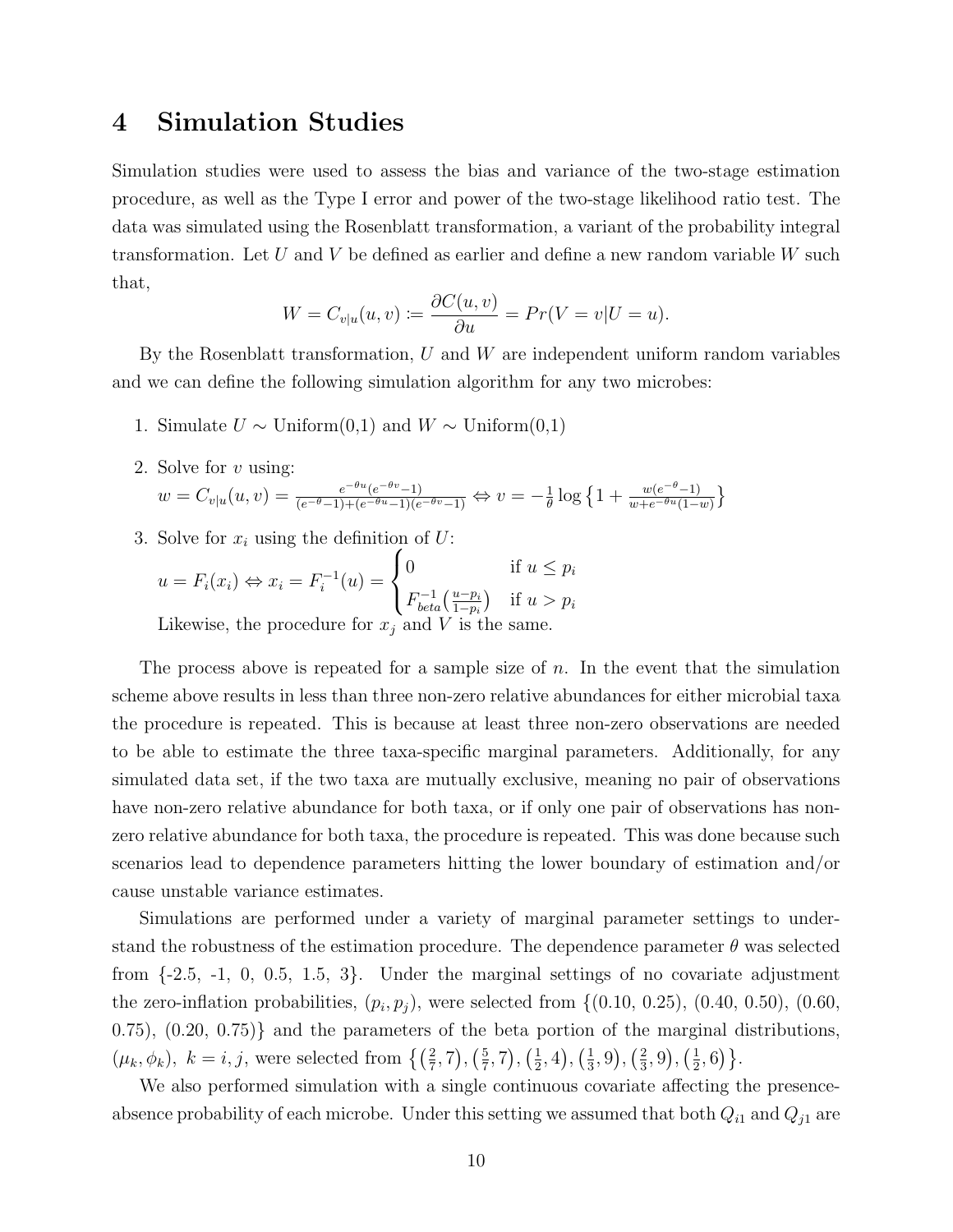# 4 Simulation Studies

Simulation studies were used to assess the bias and variance of the two-stage estimation procedure, as well as the Type I error and power of the two-stage likelihood ratio test. The data was simulated using the Rosenblatt transformation, a variant of the probability integral transformation. Let $U$ and $V$ be defined as earlier and define a new random variable $W$ such that,

$$W = C_{v|u}(u, v) := \frac{\partial C(u, v)}{\partial u} = Pr(V = v|U = u).$$

By the Rosenblatt transformation, $U$ and $W$ are independent uniform random variables and we can define the following simulation algorithm for any two microbes:

1. Simulate $U \sim$ Uniform(0,1) and $W \sim$ Uniform(0,1)
2. Solve for $v$ using:
   $w = C_{v|u}(u, v) = \frac{e^{-\theta u}(e^{-\theta v}-1)}{(e^{-\theta}-1)+(e^{-\theta u}-1)(e^{-\theta v}-1)} \Leftrightarrow v = -\frac{1}{\theta}\log\left\{1 + \frac{w(e^{-\theta}-1)}{w+e^{-\theta u}(1-w)}\right\}$
3. Solve for $x_i$ using the definition of $U$:
   $u = F_i(x_i) \Leftrightarrow x_i = F_i^{-1}(u) = \begin{cases} 0 & \text{if } u \leq p_i \\ F_{beta}^{-1}\left(\frac{u-p_i}{1-p_i}\right) & \text{if } u > p_i \end{cases}$
   
   Likewise, the procedure for $x_j$ and $V$ is the same.

The process above is repeated for a sample size of $n$. In the event that the simulation scheme above results in less than three non-zero relative abundances for either microbial taxa the procedure is repeated. This is because at least three non-zero observations are needed to be able to estimate the three taxa-specific marginal parameters. Additionally, for any simulated data set, if the two taxa are mutually exclusive, meaning no pair of observations have non-zero relative abundance for both taxa, or if only one pair of observations has non-zero relative abundance for both taxa, the procedure is repeated. This was done because such scenarios lead to dependence parameters hitting the lower boundary of estimation and/or cause unstable variance estimates.

Simulations are performed under a variety of marginal parameter settings to understand the robustness of the estimation procedure. The dependence parameter $\theta$ was selected from {-2.5, -1, 0, 0.5, 1.5, 3}. Under the marginal settings of no covariate adjustment the zero-inflation probabilities, $(p_i, p_j)$, were selected from {(0.10, 0.25), (0.40, 0.50), (0.60, 0.75), (0.20, 0.75)} and the parameters of the beta portion of the marginal distributions, $(\mu_k, \phi_k),\ k = i, j$, were selected from $\left\{\left(\frac{2}{7}, 7\right), \left(\frac{5}{7}, 7\right), \left(\frac{1}{2}, 4\right), \left(\frac{1}{3}, 9\right), \left(\frac{2}{3}, 9\right), \left(\frac{1}{2}, 6\right)\right\}$.

We also performed simulation with a single continuous covariate affecting the presence-absence probability of each microbe. Under this setting we assumed that both $Q_{i1}$ and $Q_{j1}$ are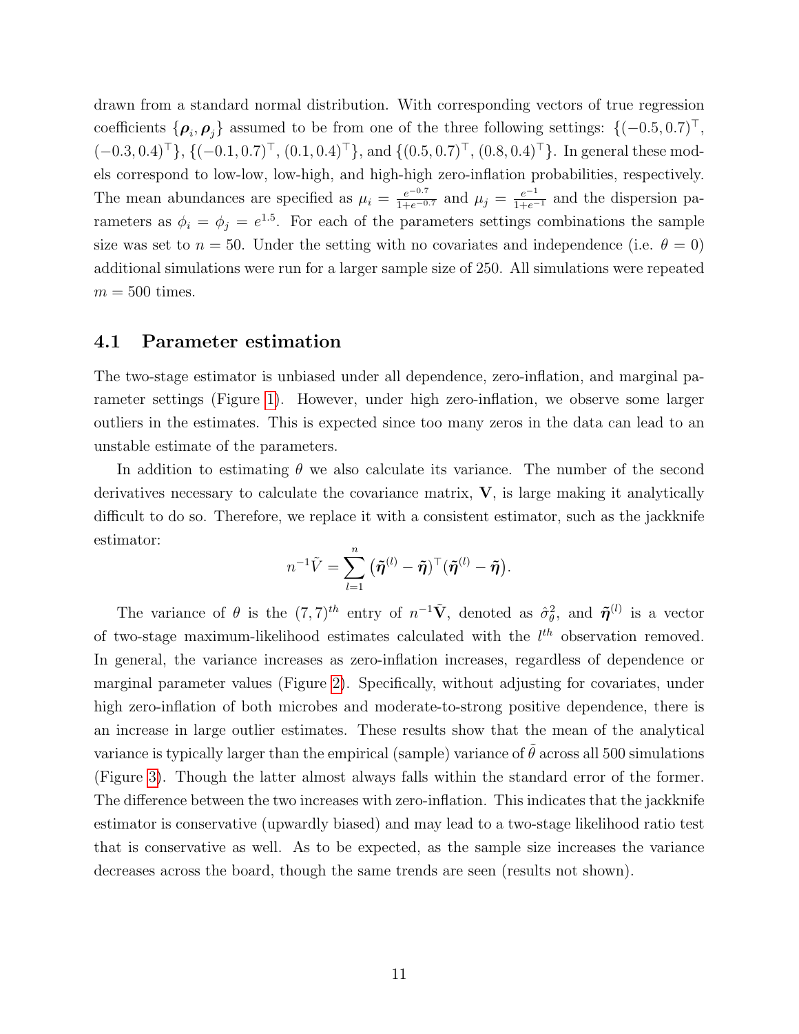drawn from a standard normal distribution. With corresponding vectors of true regression coefficients $\{\boldsymbol{\rho}_i, \boldsymbol{\rho}_j\}$ assumed to be from one of the three following settings: $\{(-0.5, 0.7)^\top, (-0.3, 0.4)^\top\}$, $\{(-0.1, 0.7)^\top, (0.1, 0.4)^\top\}$, and $\{(0.5, 0.7)^\top, (0.8, 0.4)^\top\}$. In general these models correspond to low-low, low-high, and high-high zero-inflation probabilities, respectively. The mean abundances are specified as $\mu_i = \frac{e^{-0.7}}{1+e^{-0.7}}$ and $\mu_j = \frac{e^{-1}}{1+e^{-1}}$ and the dispersion parameters as $\phi_i = \phi_j = e^{1.5}$. For each of the parameters settings combinations the sample size was set to $n = 50$. Under the setting with no covariates and independence (i.e. $\theta = 0$) additional simulations were run for a larger sample size of 250. All simulations were repeated $m = 500$ times.

## 4.1 Parameter estimation

The two-stage estimator is unbiased under all dependence, zero-inflation, and marginal parameter settings (Figure 1). However, under high zero-inflation, we observe some larger outliers in the estimates. This is expected since too many zeros in the data can lead to an unstable estimate of the parameters.

In addition to estimating $\theta$ we also calculate its variance. The number of the second derivatives necessary to calculate the covariance matrix, $\mathbf{V}$, is large making it analytically difficult to do so. Therefore, we replace it with a consistent estimator, such as the jackknife estimator:

$$n^{-1}\tilde{V} = \sum_{l=1}^{n} \big(\tilde{\boldsymbol{\eta}}^{(l)} - \tilde{\boldsymbol{\eta}}\big)^\top \big(\tilde{\boldsymbol{\eta}}^{(l)} - \tilde{\boldsymbol{\eta}}\big).$$

The variance of $\theta$ is the $(7,7)^{th}$ entry of $n^{-1}\tilde{\mathbf{V}}$, denoted as $\hat{\sigma}^2_\theta$, and $\tilde{\boldsymbol{\eta}}^{(l)}$ is a vector of two-stage maximum-likelihood estimates calculated with the $l^{th}$ observation removed. In general, the variance increases as zero-inflation increases, regardless of dependence or marginal parameter values (Figure 2). Specifically, without adjusting for covariates, under high zero-inflation of both microbes and moderate-to-strong positive dependence, there is an increase in large outlier estimates. These results show that the mean of the analytical variance is typically larger than the empirical (sample) variance of $\tilde{\theta}$ across all 500 simulations (Figure 3). Though the latter almost always falls within the standard error of the former. The difference between the two increases with zero-inflation. This indicates that the jackknife estimator is conservative (upwardly biased) and may lead to a two-stage likelihood ratio test that is conservative as well. As to be expected, as the sample size increases the variance decreases across the board, though the same trends are seen (results not shown).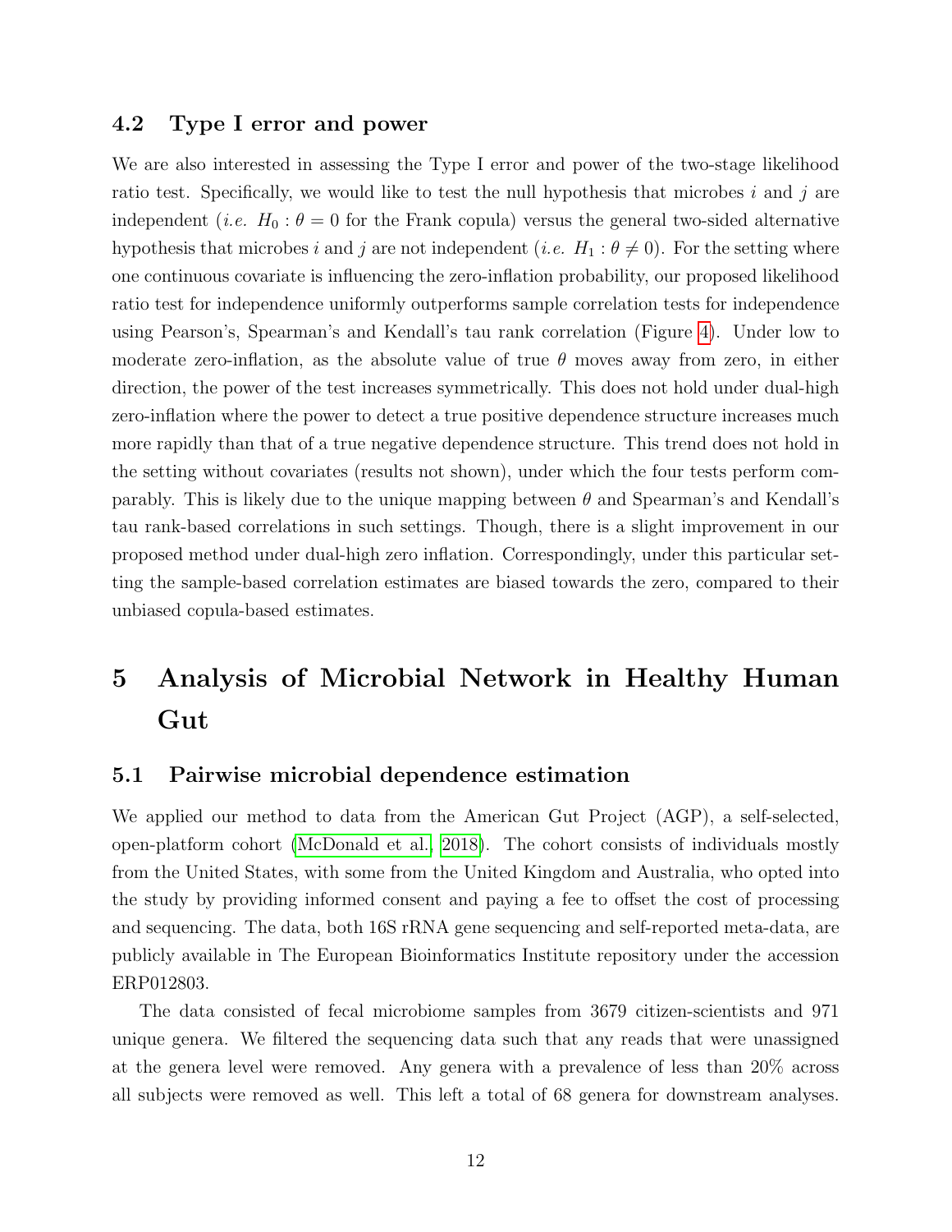### 4.2 Type I error and power

We are also interested in assessing the Type I error and power of the two-stage likelihood ratio test. Specifically, we would like to test the null hypothesis that microbes $i$ and $j$ are independent (*i.e.* $H_0 : \theta = 0$ for the Frank copula) versus the general two-sided alternative hypothesis that microbes $i$ and $j$ are not independent (*i.e.* $H_1 : \theta \neq 0$). For the setting where one continuous covariate is influencing the zero-inflation probability, our proposed likelihood ratio test for independence uniformly outperforms sample correlation tests for independence using Pearson's, Spearman's and Kendall's tau rank correlation (Figure 4). Under low to moderate zero-inflation, as the absolute value of true $\theta$ moves away from zero, in either direction, the power of the test increases symmetrically. This does not hold under dual-high zero-inflation where the power to detect a true positive dependence structure increases much more rapidly than that of a true negative dependence structure. This trend does not hold in the setting without covariates (results not shown), under which the four tests perform comparably. This is likely due to the unique mapping between $\theta$ and Spearman's and Kendall's tau rank-based correlations in such settings. Though, there is a slight improvement in our proposed method under dual-high zero inflation. Correspondingly, under this particular setting the sample-based correlation estimates are biased towards the zero, compared to their unbiased copula-based estimates.

# 5 Analysis of Microbial Network in Healthy Human Gut

## 5.1 Pairwise microbial dependence estimation

We applied our method to data from the American Gut Project (AGP), a self-selected, open-platform cohort (McDonald et al., 2018). The cohort consists of individuals mostly from the United States, with some from the United Kingdom and Australia, who opted into the study by providing informed consent and paying a fee to offset the cost of processing and sequencing. The data, both 16S rRNA gene sequencing and self-reported meta-data, are publicly available in The European Bioinformatics Institute repository under the accession ERP012803.

The data consisted of fecal microbiome samples from 3679 citizen-scientists and 971 unique genera. We filtered the sequencing data such that any reads that were unassigned at the genera level were removed. Any genera with a prevalence of less than 20% across all subjects were removed as well. This left a total of 68 genera for downstream analyses.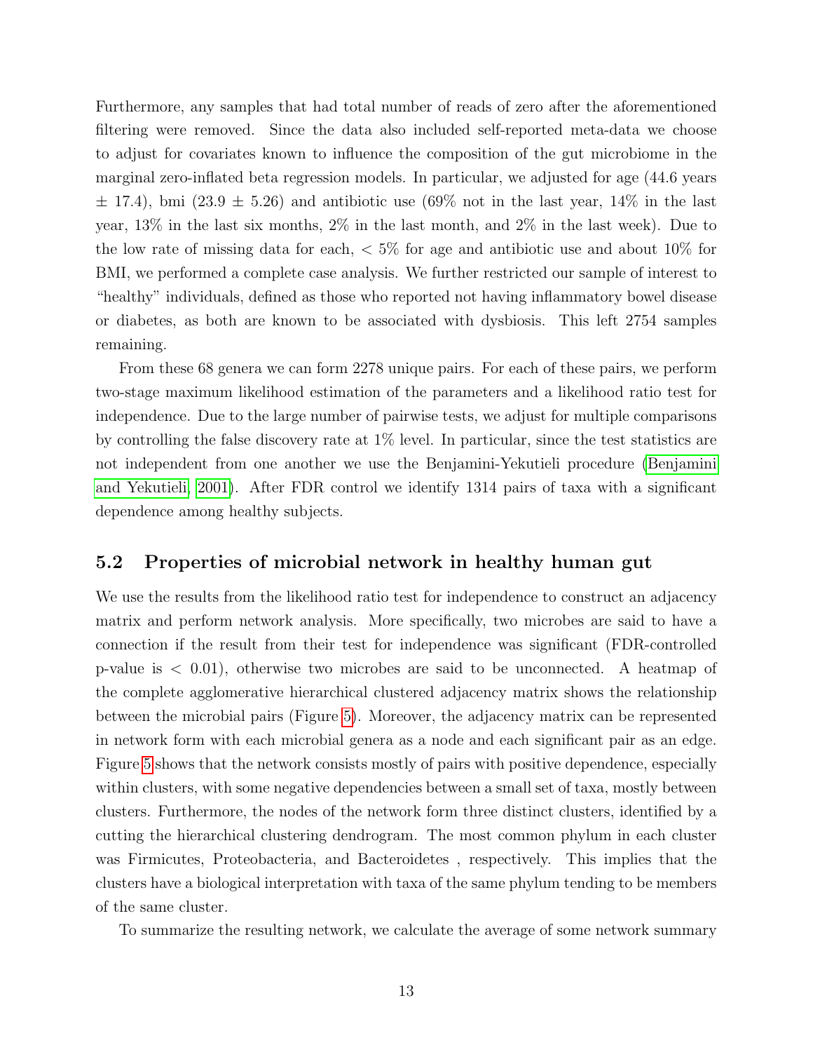Furthermore, any samples that had total number of reads of zero after the aforementioned filtering were removed. Since the data also included self-reported meta-data we choose to adjust for covariates known to influence the composition of the gut microbiome in the marginal zero-inflated beta regression models. In particular, we adjusted for age (44.6 years $\pm$ 17.4), bmi (23.9 $\pm$ 5.26) and antibiotic use (69% not in the last year, 14% in the last year, 13% in the last six months, 2% in the last month, and 2% in the last week). Due to the low rate of missing data for each, $< 5\%$ for age and antibiotic use and about 10% for BMI, we performed a complete case analysis. We further restricted our sample of interest to "healthy" individuals, defined as those who reported not having inflammatory bowel disease or diabetes, as both are known to be associated with dysbiosis. This left 2754 samples remaining.

From these 68 genera we can form 2278 unique pairs. For each of these pairs, we perform two-stage maximum likelihood estimation of the parameters and a likelihood ratio test for independence. Due to the large number of pairwise tests, we adjust for multiple comparisons by controlling the false discovery rate at 1% level. In particular, since the test statistics are not independent from one another we use the Benjamini-Yekutieli procedure (Benjamini and Yekutieli, 2001). After FDR control we identify 1314 pairs of taxa with a significant dependence among healthy subjects.

## 5.2 Properties of microbial network in healthy human gut

We use the results from the likelihood ratio test for independence to construct an adjacency matrix and perform network analysis. More specifically, two microbes are said to have a connection if the result from their test for independence was significant (FDR-controlled p-value is $< 0.01$), otherwise two microbes are said to be unconnected. A heatmap of the complete agglomerative hierarchical clustered adjacency matrix shows the relationship between the microbial pairs (Figure 5). Moreover, the adjacency matrix can be represented in network form with each microbial genera as a node and each significant pair as an edge. Figure 5 shows that the network consists mostly of pairs with positive dependence, especially within clusters, with some negative dependencies between a small set of taxa, mostly between clusters. Furthermore, the nodes of the network form three distinct clusters, identified by a cutting the hierarchical clustering dendrogram. The most common phylum in each cluster was Firmicutes, Proteobacteria, and Bacteroidetes , respectively. This implies that the clusters have a biological interpretation with taxa of the same phylum tending to be members of the same cluster.

To summarize the resulting network, we calculate the average of some network summary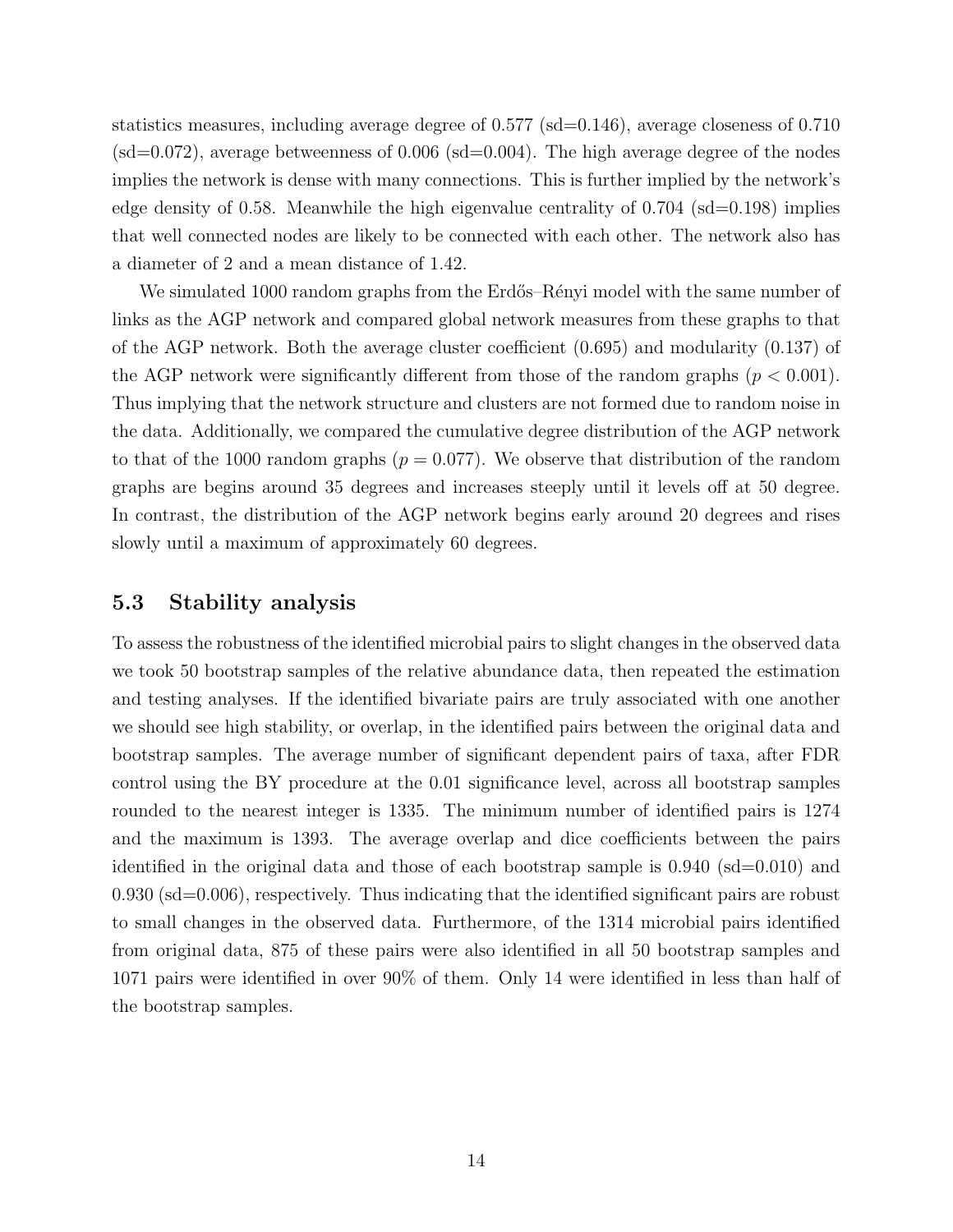statistics measures, including average degree of 0.577 (sd=0.146), average closeness of 0.710 (sd=0.072), average betweenness of 0.006 (sd=0.004). The high average degree of the nodes implies the network is dense with many connections. This is further implied by the network's edge density of 0.58. Meanwhile the high eigenvalue centrality of 0.704 (sd=0.198) implies that well connected nodes are likely to be connected with each other. The network also has a diameter of 2 and a mean distance of 1.42.

We simulated 1000 random graphs from the Erdős–Rényi model with the same number of links as the AGP network and compared global network measures from these graphs to that of the AGP network. Both the average cluster coefficient (0.695) and modularity (0.137) of the AGP network were significantly different from those of the random graphs ($p < 0.001$). Thus implying that the network structure and clusters are not formed due to random noise in the data. Additionally, we compared the cumulative degree distribution of the AGP network to that of the 1000 random graphs ($p = 0.077$). We observe that distribution of the random graphs are begins around 35 degrees and increases steeply until it levels off at 50 degree. In contrast, the distribution of the AGP network begins early around 20 degrees and rises slowly until a maximum of approximately 60 degrees.

## 5.3 Stability analysis

To assess the robustness of the identified microbial pairs to slight changes in the observed data we took 50 bootstrap samples of the relative abundance data, then repeated the estimation and testing analyses. If the identified bivariate pairs are truly associated with one another we should see high stability, or overlap, in the identified pairs between the original data and bootstrap samples. The average number of significant dependent pairs of taxa, after FDR control using the BY procedure at the 0.01 significance level, across all bootstrap samples rounded to the nearest integer is 1335. The minimum number of identified pairs is 1274 and the maximum is 1393. The average overlap and dice coefficients between the pairs identified in the original data and those of each bootstrap sample is 0.940 (sd=0.010) and 0.930 (sd=0.006), respectively. Thus indicating that the identified significant pairs are robust to small changes in the observed data. Furthermore, of the 1314 microbial pairs identified from original data, 875 of these pairs were also identified in all 50 bootstrap samples and 1071 pairs were identified in over 90% of them. Only 14 were identified in less than half of the bootstrap samples.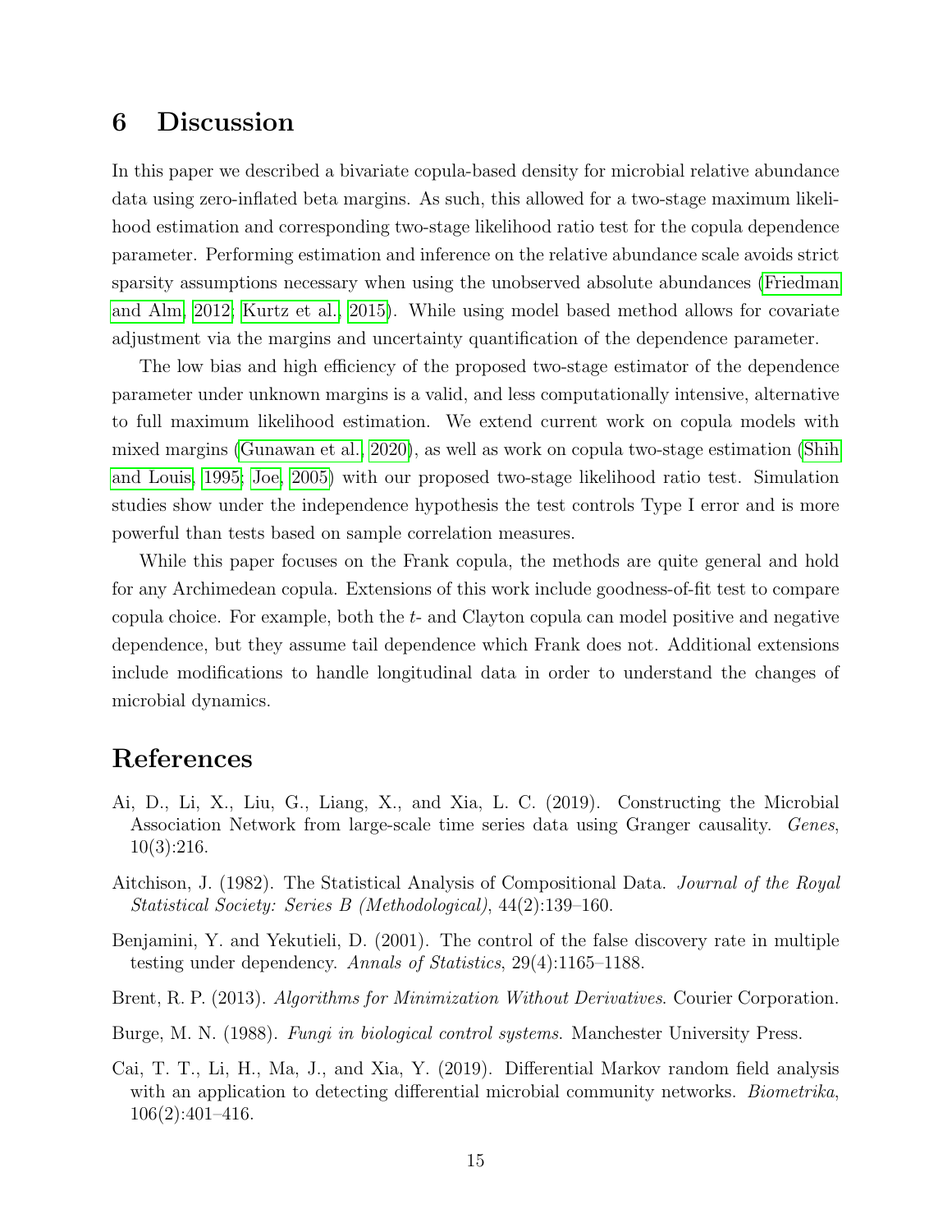# 6 Discussion

In this paper we described a bivariate copula-based density for microbial relative abundance data using zero-inflated beta margins. As such, this allowed for a two-stage maximum likelihood estimation and corresponding two-stage likelihood ratio test for the copula dependence parameter. Performing estimation and inference on the relative abundance scale avoids strict sparsity assumptions necessary when using the unobserved absolute abundances (Friedman and Alm, 2012; Kurtz et al., 2015). While using model based method allows for covariate adjustment via the margins and uncertainty quantification of the dependence parameter.

The low bias and high efficiency of the proposed two-stage estimator of the dependence parameter under unknown margins is a valid, and less computationally intensive, alternative to full maximum likelihood estimation. We extend current work on copula models with mixed margins (Gunawan et al., 2020), as well as work on copula two-stage estimation (Shih and Louis, 1995; Joe, 2005) with our proposed two-stage likelihood ratio test. Simulation studies show under the independence hypothesis the test controls Type I error and is more powerful than tests based on sample correlation measures.

While this paper focuses on the Frank copula, the methods are quite general and hold for any Archimedean copula. Extensions of this work include goodness-of-fit test to compare copula choice. For example, both the *t*- and Clayton copula can model positive and negative dependence, but they assume tail dependence which Frank does not. Additional extensions include modifications to handle longitudinal data in order to understand the changes of microbial dynamics.

# References

Ai, D., Li, X., Liu, G., Liang, X., and Xia, L. C. (2019). Constructing the Microbial Association Network from large-scale time series data using Granger causality. *Genes*, 10(3):216.

Aitchison, J. (1982). The Statistical Analysis of Compositional Data. *Journal of the Royal Statistical Society: Series B (Methodological)*, 44(2):139–160.

Benjamini, Y. and Yekutieli, D. (2001). The control of the false discovery rate in multiple testing under dependency. *Annals of Statistics*, 29(4):1165–1188.

Brent, R. P. (2013). *Algorithms for Minimization Without Derivatives*. Courier Corporation.

Burge, M. N. (1988). *Fungi in biological control systems*. Manchester University Press.

Cai, T. T., Li, H., Ma, J., and Xia, Y. (2019). Differential Markov random field analysis with an application to detecting differential microbial community networks. *Biometrika*, 106(2):401–416.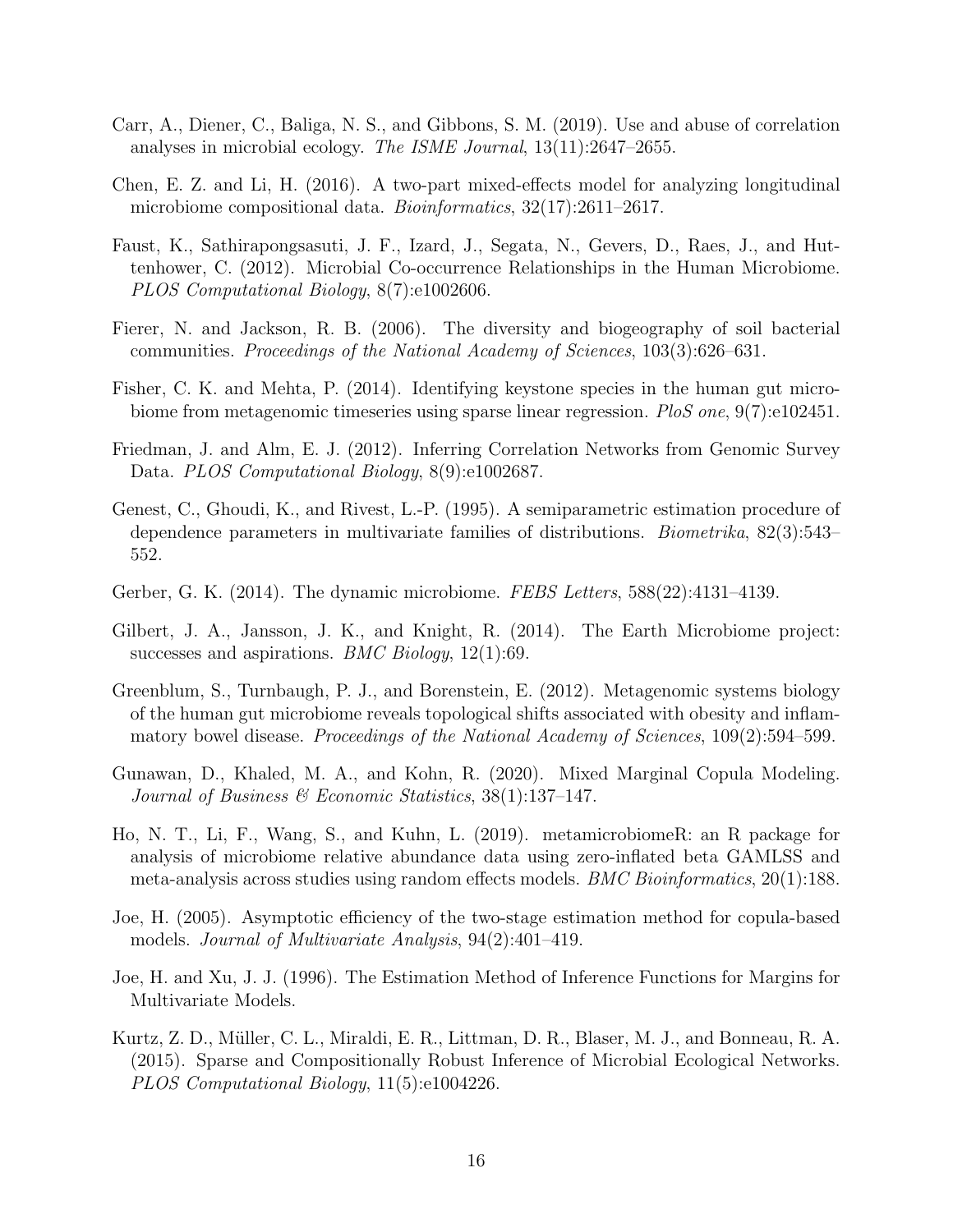Carr, A., Diener, C., Baliga, N. S., and Gibbons, S. M. (2019). Use and abuse of correlation analyses in microbial ecology. *The ISME Journal*, 13(11):2647–2655.

Chen, E. Z. and Li, H. (2016). A two-part mixed-effects model for analyzing longitudinal microbiome compositional data. *Bioinformatics*, 32(17):2611–2617.

Faust, K., Sathirapongsasuti, J. F., Izard, J., Segata, N., Gevers, D., Raes, J., and Huttenhower, C. (2012). Microbial Co-occurrence Relationships in the Human Microbiome. *PLOS Computational Biology*, 8(7):e1002606.

Fierer, N. and Jackson, R. B. (2006). The diversity and biogeography of soil bacterial communities. *Proceedings of the National Academy of Sciences*, 103(3):626–631.

Fisher, C. K. and Mehta, P. (2014). Identifying keystone species in the human gut microbiome from metagenomic timeseries using sparse linear regression. *PloS one*, 9(7):e102451.

Friedman, J. and Alm, E. J. (2012). Inferring Correlation Networks from Genomic Survey Data. *PLOS Computational Biology*, 8(9):e1002687.

Genest, C., Ghoudi, K., and Rivest, L.-P. (1995). A semiparametric estimation procedure of dependence parameters in multivariate families of distributions. *Biometrika*, 82(3):543–552.

Gerber, G. K. (2014). The dynamic microbiome. *FEBS Letters*, 588(22):4131–4139.

Gilbert, J. A., Jansson, J. K., and Knight, R. (2014). The Earth Microbiome project: successes and aspirations. *BMC Biology*, 12(1):69.

Greenblum, S., Turnbaugh, P. J., and Borenstein, E. (2012). Metagenomic systems biology of the human gut microbiome reveals topological shifts associated with obesity and inflammatory bowel disease. *Proceedings of the National Academy of Sciences*, 109(2):594–599.

Gunawan, D., Khaled, M. A., and Kohn, R. (2020). Mixed Marginal Copula Modeling. *Journal of Business & Economic Statistics*, 38(1):137–147.

Ho, N. T., Li, F., Wang, S., and Kuhn, L. (2019). metamicrobiomeR: an R package for analysis of microbiome relative abundance data using zero-inflated beta GAMLSS and meta-analysis across studies using random effects models. *BMC Bioinformatics*, 20(1):188.

Joe, H. (2005). Asymptotic efficiency of the two-stage estimation method for copula-based models. *Journal of Multivariate Analysis*, 94(2):401–419.

Joe, H. and Xu, J. J. (1996). The Estimation Method of Inference Functions for Margins for Multivariate Models.

Kurtz, Z. D., Müller, C. L., Miraldi, E. R., Littman, D. R., Blaser, M. J., and Bonneau, R. A. (2015). Sparse and Compositionally Robust Inference of Microbial Ecological Networks. *PLOS Computational Biology*, 11(5):e1004226.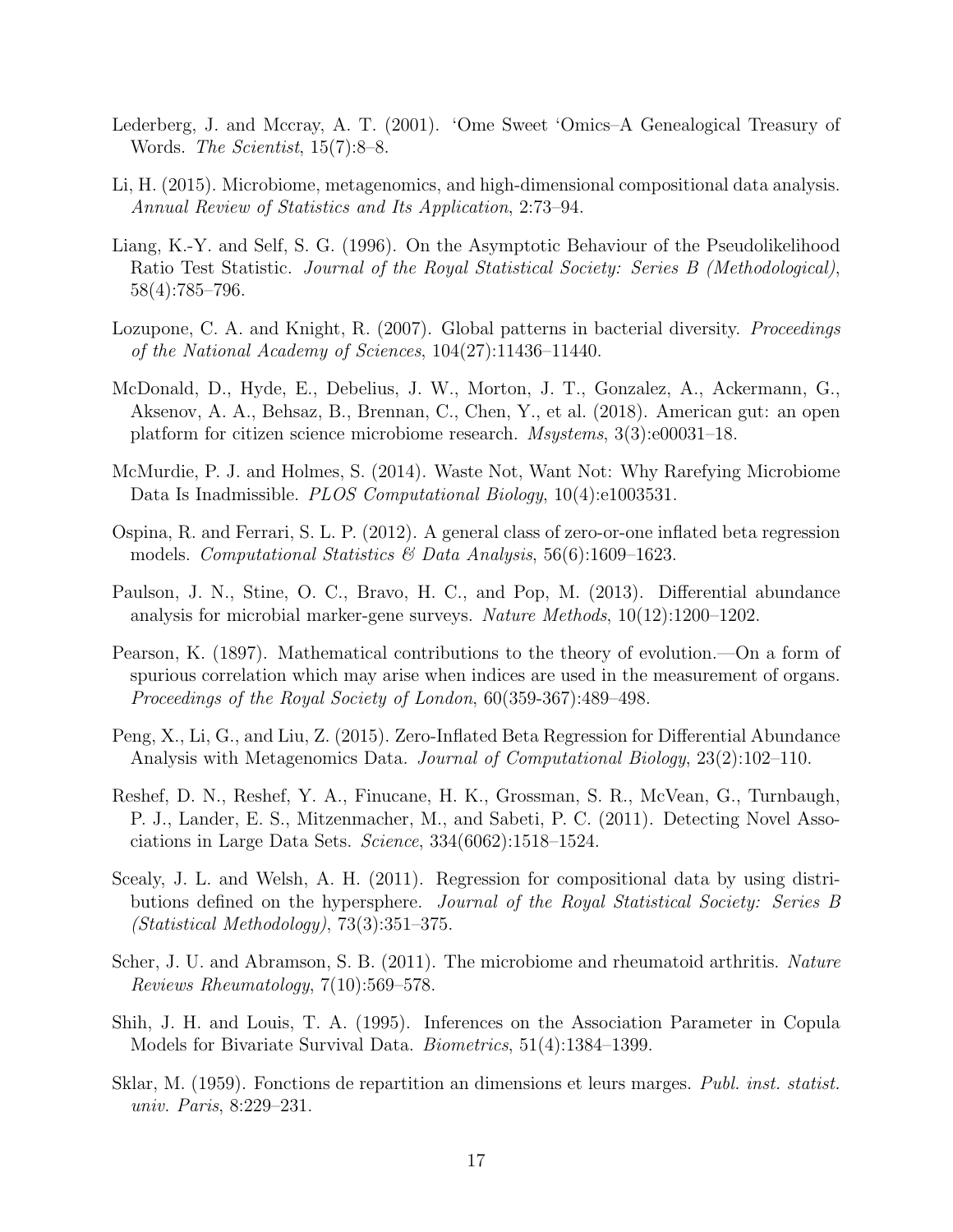Lederberg, J. and Mccray, A. T. (2001). 'Ome Sweet 'Omics–A Genealogical Treasury of Words. *The Scientist*, 15(7):8–8.

Li, H. (2015). Microbiome, metagenomics, and high-dimensional compositional data analysis. *Annual Review of Statistics and Its Application*, 2:73–94.

Liang, K.-Y. and Self, S. G. (1996). On the Asymptotic Behaviour of the Pseudolikelihood Ratio Test Statistic. *Journal of the Royal Statistical Society: Series B (Methodological)*, 58(4):785–796.

Lozupone, C. A. and Knight, R. (2007). Global patterns in bacterial diversity. *Proceedings of the National Academy of Sciences*, 104(27):11436–11440.

McDonald, D., Hyde, E., Debelius, J. W., Morton, J. T., Gonzalez, A., Ackermann, G., Aksenov, A. A., Behsaz, B., Brennan, C., Chen, Y., et al. (2018). American gut: an open platform for citizen science microbiome research. *Msystems*, 3(3):e00031–18.

McMurdie, P. J. and Holmes, S. (2014). Waste Not, Want Not: Why Rarefying Microbiome Data Is Inadmissible. *PLOS Computational Biology*, 10(4):e1003531.

Ospina, R. and Ferrari, S. L. P. (2012). A general class of zero-or-one inflated beta regression models. *Computational Statistics & Data Analysis*, 56(6):1609–1623.

Paulson, J. N., Stine, O. C., Bravo, H. C., and Pop, M. (2013). Differential abundance analysis for microbial marker-gene surveys. *Nature Methods*, 10(12):1200–1202.

Pearson, K. (1897). Mathematical contributions to the theory of evolution.—On a form of spurious correlation which may arise when indices are used in the measurement of organs. *Proceedings of the Royal Society of London*, 60(359-367):489–498.

Peng, X., Li, G., and Liu, Z. (2015). Zero-Inflated Beta Regression for Differential Abundance Analysis with Metagenomics Data. *Journal of Computational Biology*, 23(2):102–110.

Reshef, D. N., Reshef, Y. A., Finucane, H. K., Grossman, S. R., McVean, G., Turnbaugh, P. J., Lander, E. S., Mitzenmacher, M., and Sabeti, P. C. (2011). Detecting Novel Associations in Large Data Sets. *Science*, 334(6062):1518–1524.

Scealy, J. L. and Welsh, A. H. (2011). Regression for compositional data by using distributions defined on the hypersphere. *Journal of the Royal Statistical Society: Series B (Statistical Methodology)*, 73(3):351–375.

Scher, J. U. and Abramson, S. B. (2011). The microbiome and rheumatoid arthritis. *Nature Reviews Rheumatology*, 7(10):569–578.

Shih, J. H. and Louis, T. A. (1995). Inferences on the Association Parameter in Copula Models for Bivariate Survival Data. *Biometrics*, 51(4):1384–1399.

Sklar, M. (1959). Fonctions de repartition an dimensions et leurs marges. *Publ. inst. statist. univ. Paris*, 8:229–231.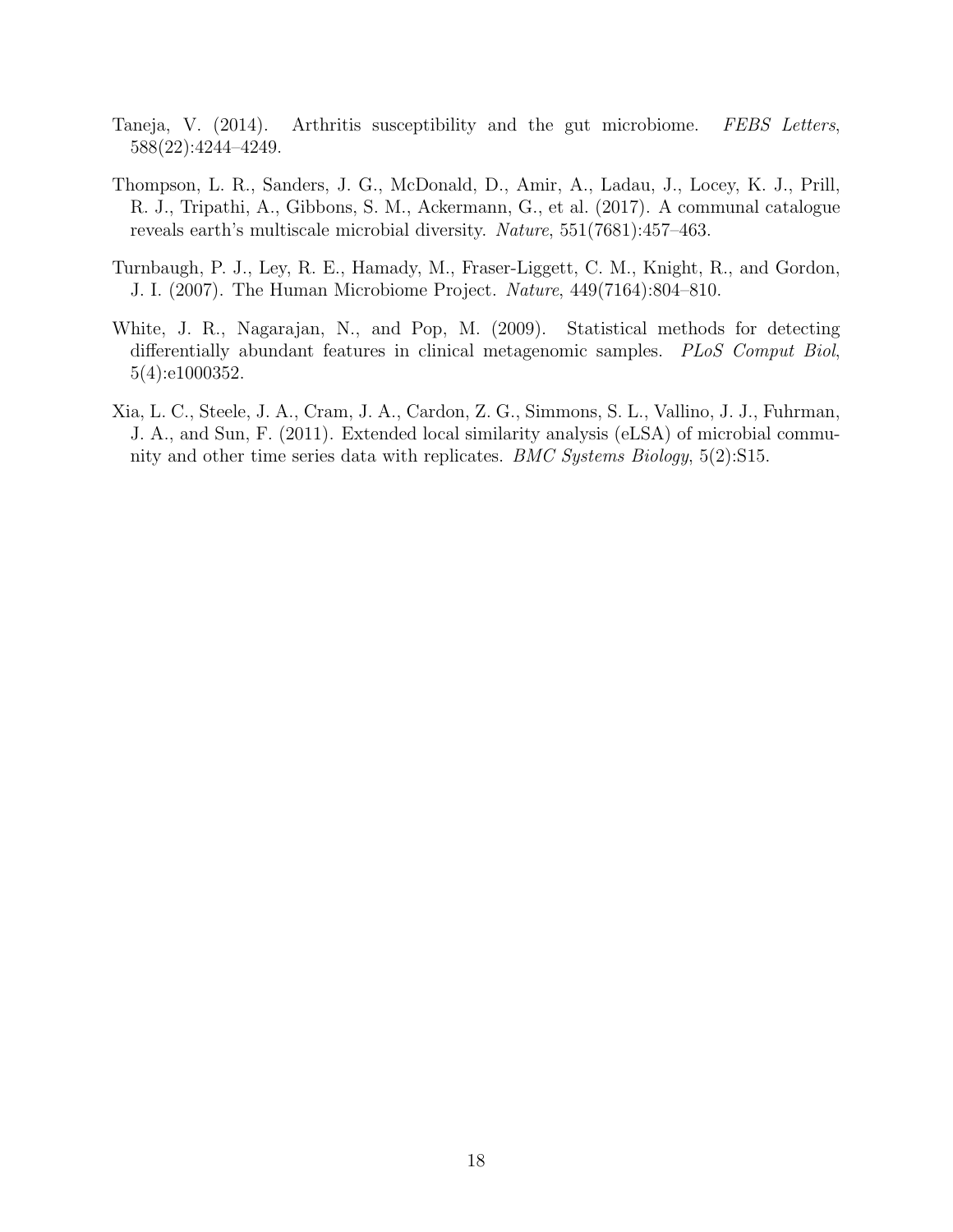Taneja, V. (2014). Arthritis susceptibility and the gut microbiome. *FEBS Letters*, 588(22):4244–4249.

Thompson, L. R., Sanders, J. G., McDonald, D., Amir, A., Ladau, J., Locey, K. J., Prill, R. J., Tripathi, A., Gibbons, S. M., Ackermann, G., et al. (2017). A communal catalogue reveals earth's multiscale microbial diversity. *Nature*, 551(7681):457–463.

Turnbaugh, P. J., Ley, R. E., Hamady, M., Fraser-Liggett, C. M., Knight, R., and Gordon, J. I. (2007). The Human Microbiome Project. *Nature*, 449(7164):804–810.

White, J. R., Nagarajan, N., and Pop, M. (2009). Statistical methods for detecting differentially abundant features in clinical metagenomic samples. *PLoS Comput Biol*, 5(4):e1000352.

Xia, L. C., Steele, J. A., Cram, J. A., Cardon, Z. G., Simmons, S. L., Vallino, J. J., Fuhrman, J. A., and Sun, F. (2011). Extended local similarity analysis (eLSA) of microbial community and other time series data with replicates. *BMC Systems Biology*, 5(2):S15.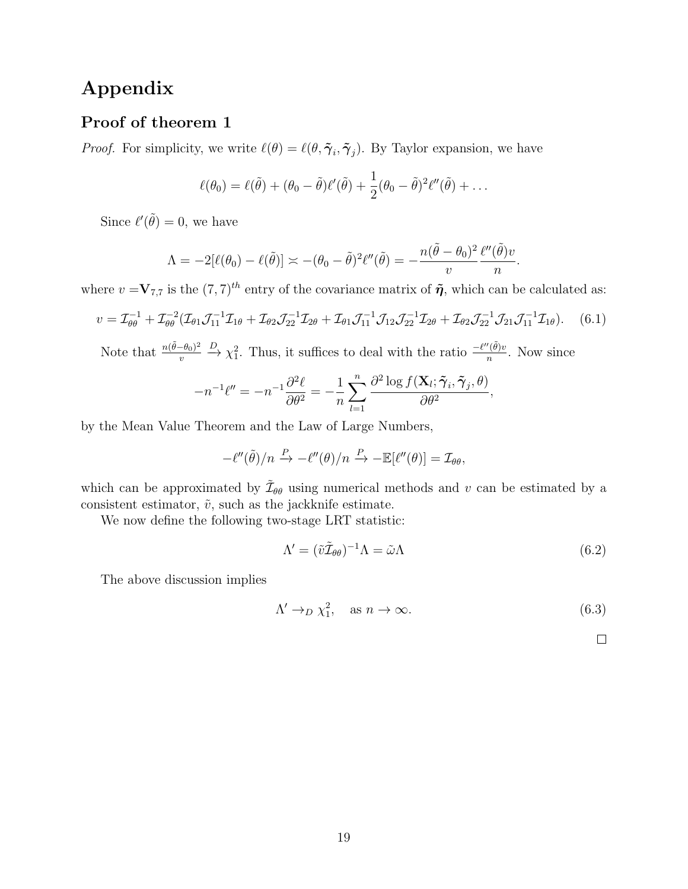# Appendix

## Proof of theorem 1

*Proof.* For simplicity, we write $\ell(\theta) = \ell(\theta, \tilde{\boldsymbol{\gamma}}_i, \tilde{\boldsymbol{\gamma}}_j)$. By Taylor expansion, we have

$$\ell(\theta_0) = \ell(\tilde{\theta}) + (\theta_0 - \tilde{\theta})\ell'(\tilde{\theta}) + \frac{1}{2}(\theta_0 - \tilde{\theta})^2 \ell''(\tilde{\theta}) + \ldots$$

Since $\ell'(\tilde{\theta}) = 0$, we have

$$\Lambda = -2[\ell(\theta_0) - \ell(\tilde{\theta})] \asymp -(\theta_0 - \tilde{\theta})^2 \ell''(\tilde{\theta}) = -\frac{n(\tilde{\theta} - \theta_0)^2}{v} \frac{\ell''(\tilde{\theta})v}{n}.$$

where $v = \mathbf{V}_{7,7}$ is the $(7,7)^{th}$ entry of the covariance matrix of $\tilde{\boldsymbol{\eta}}$, which can be calculated as:

$$v = \mathcal{I}_{\theta\theta}^{-1} + \mathcal{I}_{\theta\theta}^{-2}(\mathcal{I}_{\theta 1}\mathcal{J}_{11}^{-1}\mathcal{I}_{1\theta} + \mathcal{I}_{\theta 2}\mathcal{J}_{22}^{-1}\mathcal{I}_{2\theta} + \mathcal{I}_{\theta 1}\mathcal{J}_{11}^{-1}\mathcal{J}_{12}\mathcal{J}_{22}^{-1}\mathcal{I}_{2\theta} + \mathcal{I}_{\theta 2}\mathcal{J}_{22}^{-1}\mathcal{J}_{21}\mathcal{J}_{11}^{-1}\mathcal{I}_{1\theta}). \quad (6.1)$$

Note that $\frac{n(\tilde{\theta} - \theta_0)^2}{v} \xrightarrow{D} \chi_1^2$. Thus, it suffices to deal with the ratio $\frac{-\ell''(\tilde{\theta})v}{n}$. Now since

$$-n^{-1}\ell'' = -n^{-1}\frac{\partial^2 \ell}{\partial \theta^2} = -\frac{1}{n}\sum_{l=1}^{n} \frac{\partial^2 \log f(\mathbf{X}_l; \tilde{\boldsymbol{\gamma}}_i, \tilde{\boldsymbol{\gamma}}_j, \theta)}{\partial \theta^2},$$

by the Mean Value Theorem and the Law of Large Numbers,

$$-\ell''(\tilde{\theta})/n \xrightarrow{P} -\ell''(\theta)/n \xrightarrow{P} -\mathbb{E}[\ell''(\theta)] = \mathcal{I}_{\theta\theta},$$

which can be approximated by $\tilde{\mathcal{I}}_{\theta\theta}$ using numerical methods and $v$ can be estimated by a consistent estimator, $\tilde{v}$, such as the jackknife estimate.

We now define the following two-stage LRT statistic:

$$\Lambda' = (\tilde{v}\tilde{\mathcal{I}}_{\theta\theta})^{-1}\Lambda = \tilde{\omega}\Lambda \quad (6.2)$$

The above discussion implies

$$\Lambda' \to_D \chi_1^2, \quad \text{as } n \to \infty. \quad (6.3)$$

$\square$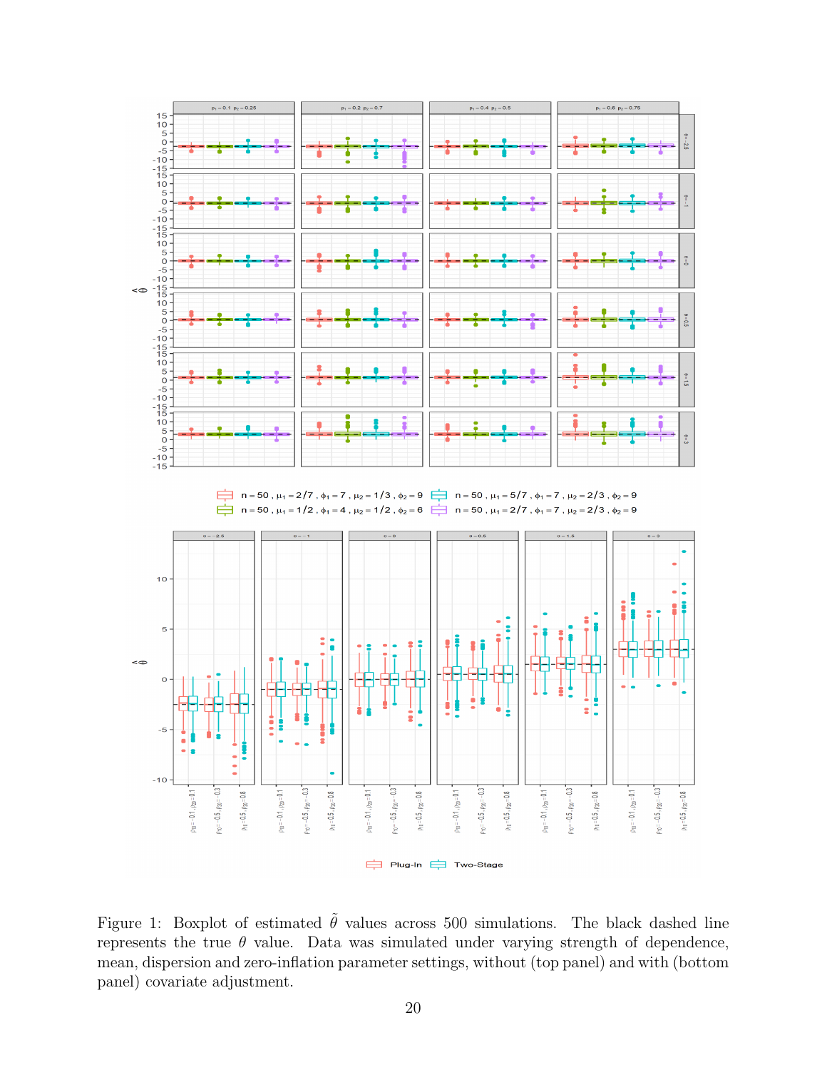Figure 1: Boxplot of estimated $\tilde{\theta}$ values across 500 simulations. The black dashed line represents the true $\theta$ value. Data was simulated under varying strength of dependence, mean, dispersion and zero-inflation parameter settings, without (top panel) and with (bottom panel) covariate adjustment.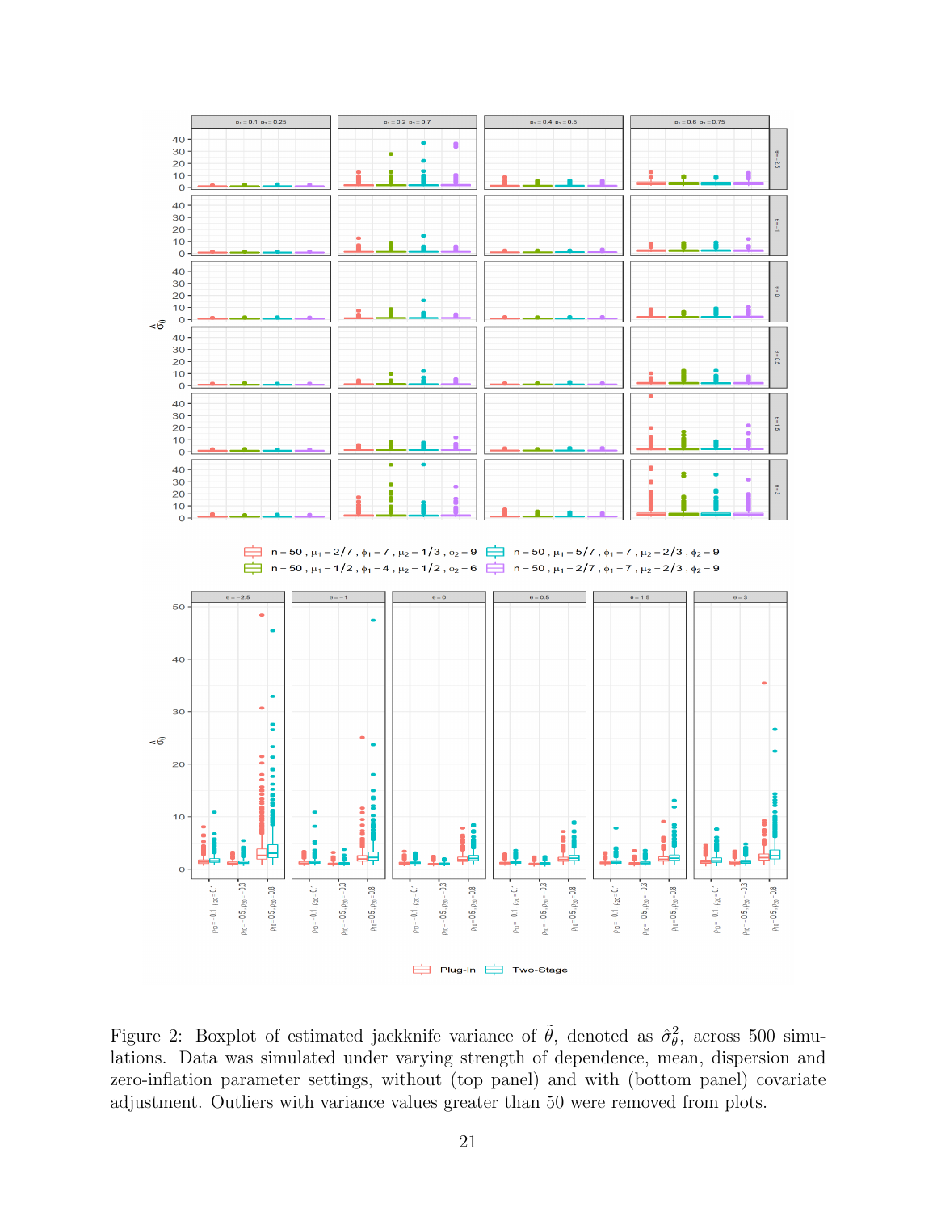Figure 2: Boxplot of estimated jackknife variance of $\tilde{\theta}$, denoted as $\hat{\sigma}^2_\theta$, across 500 simulations. Data was simulated under varying strength of dependence, mean, dispersion and zero-inflation parameter settings, without (top panel) and with (bottom panel) covariate adjustment. Outliers with variance values greater than 50 were removed from plots.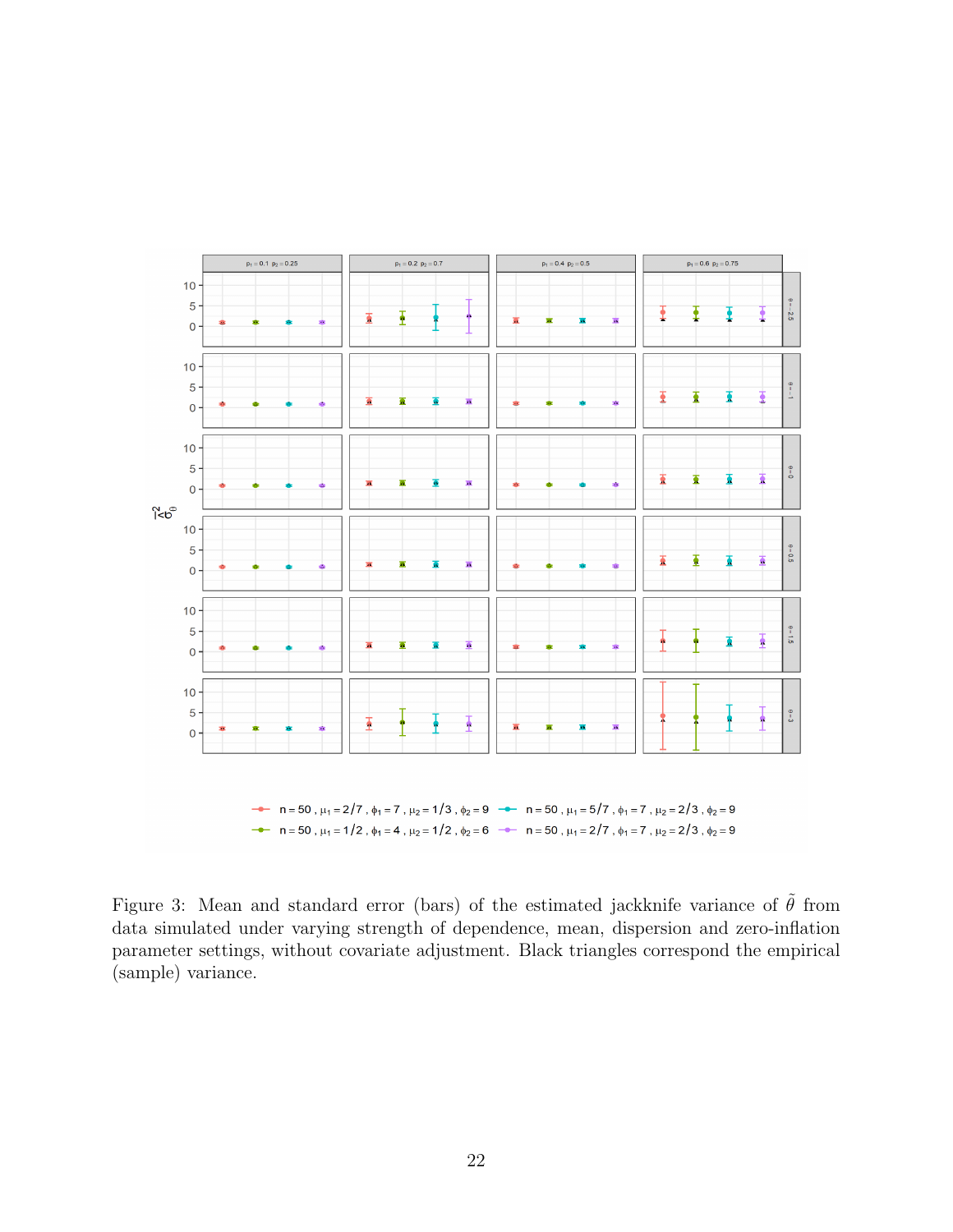Figure 3: Mean and standard error (bars) of the estimated jackknife variance of $\tilde{\theta}$ from data simulated under varying strength of dependence, mean, dispersion and zero-inflation parameter settings, without covariate adjustment. Black triangles correspond the empirical (sample) variance.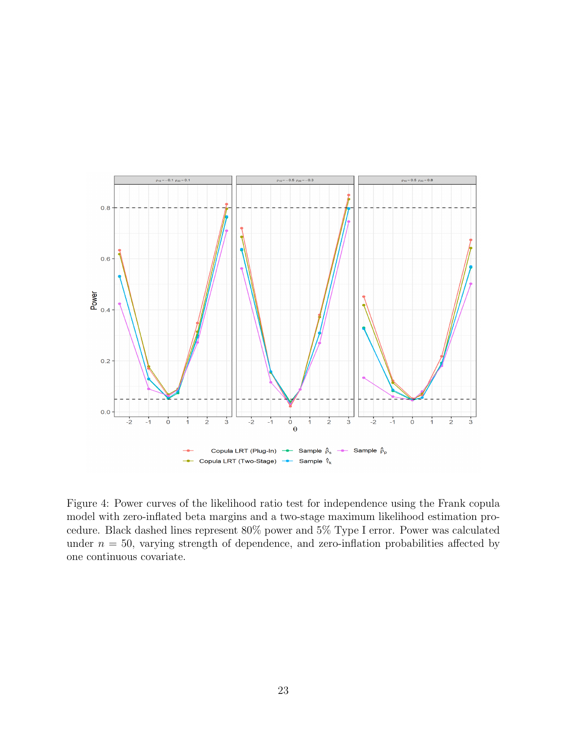Figure 4: Power curves of the likelihood ratio test for independence using the Frank copula model with zero-inflated beta margins and a two-stage maximum likelihood estimation procedure. Black dashed lines represent 80% power and 5% Type I error. Power was calculated under $n = 50$, varying strength of dependence, and zero-inflation probabilities affected by one continuous covariate.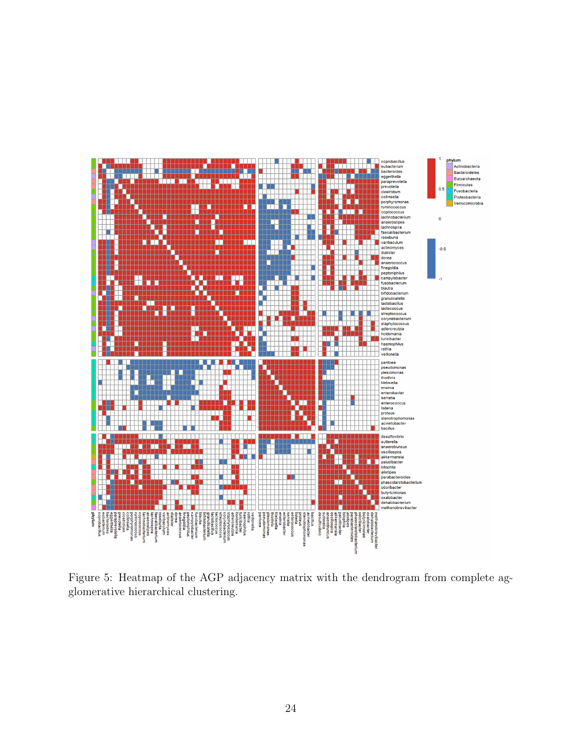coprobacillus
eubacterium
bacteroides
eggerthella
paraprevotella
prevotella
clostridium
collinsella
porphyromonas
ruminococcus
coprococcus
lachnobacterium
anaerostipes
lachnospira
faecalibacterium
roseburia
varibaculum
actinomyces
dialister
dorea
anaerococcus
finegoldia
peptoniphilus
campylobacter
fusobacterium
blautia
bifidobacterium
granulicatella
lactobacillus
lactococcus
streptococcus
corynebacterium
staphylococcus
adlercreutzia
holdemania
turicibacter
haemophilus
rothia
veillonella
pantoea
pseudomonas
plesiomonas
thiothrix
klebsiella
erwinia
enterobacter
serratia
enterococcus
listeria
proteus
stenotrophomonas
acinetobacter
bacillus
desulfovibrio
sutterella
anaerotruncus
oscillospira
akkermansia
paludibacter
bilophila
alistipes
parabacteroides
phascolarctobacterium
odoribacter
butyricimonas
oxalobacter
dehalobacterium
methanobrevibacter

phylum

1
0.5
0
-0.5
-1

phylum
Actinobacteria
Bacteroidetes
Euryarchaeota
Firmicutes
Fusobacteria
Proteobacteria
Verrucomicrobia

Figure 5: Heatmap of the AGP adjacency matrix with the dendrogram from complete agglomerative hierarchical clustering.